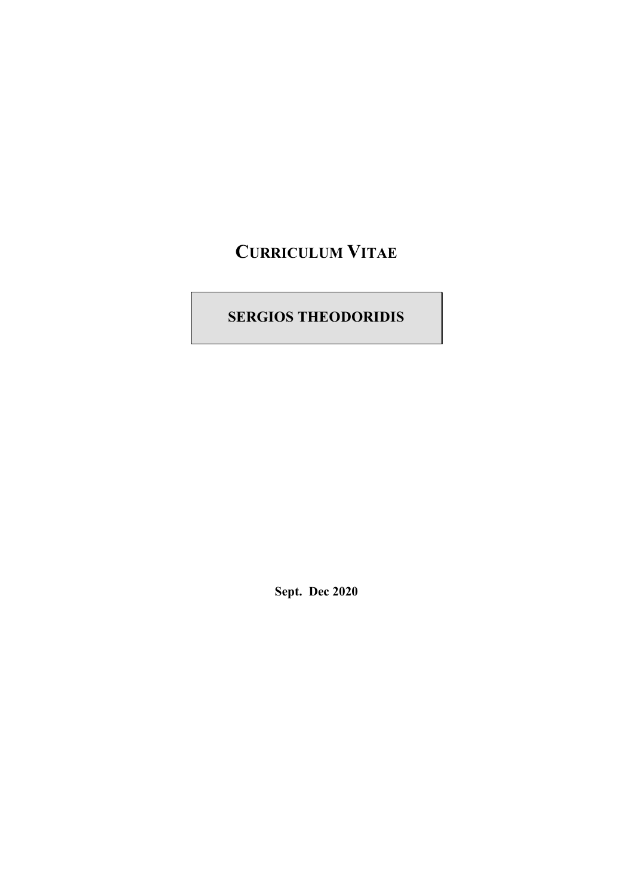# CURRICULUM VITAE

## SERGIOS THEODORIDIS

**Sept. Dec 2020**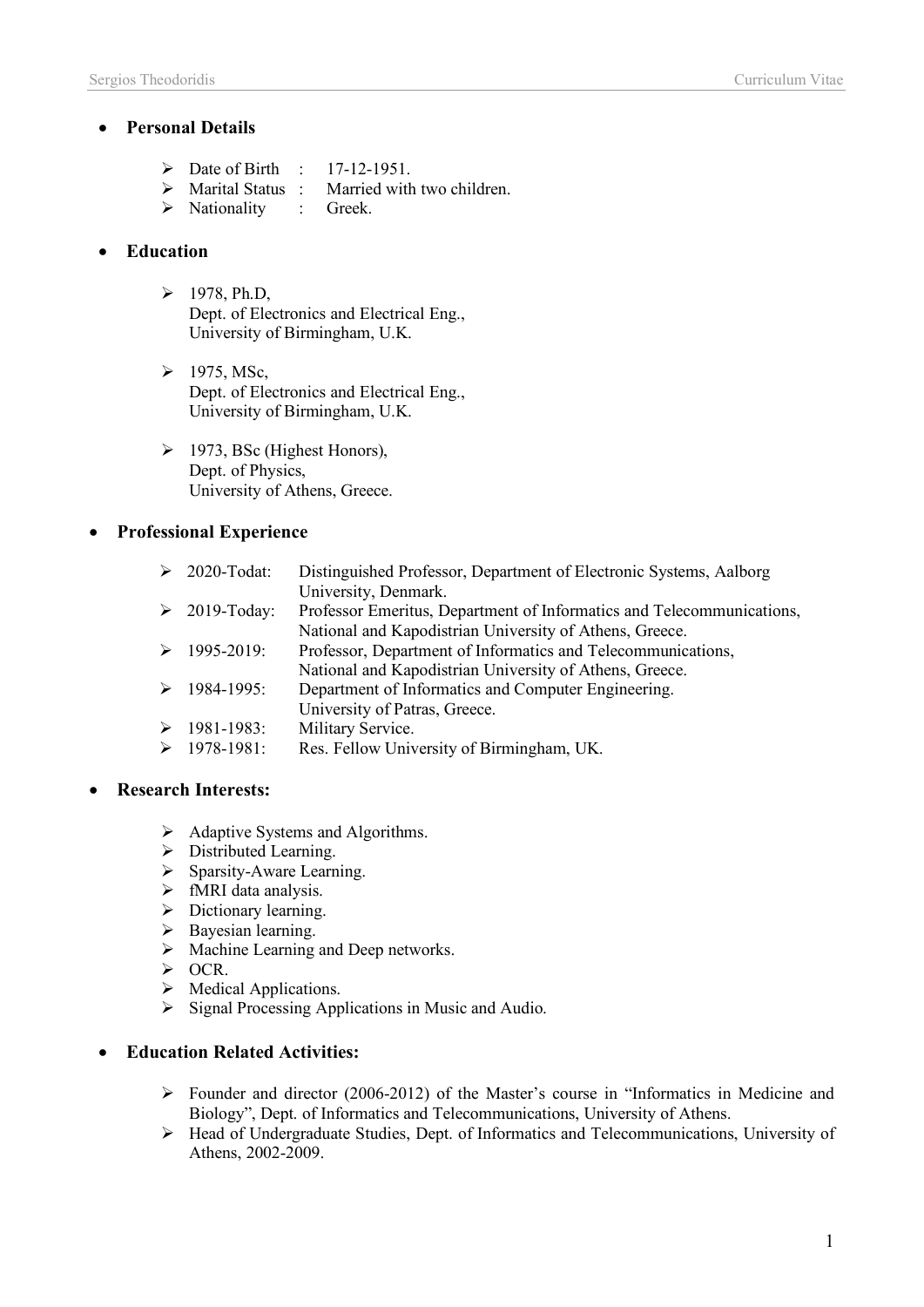- **Personal Details**

  - Date of Birth : 17-12-1951.
  - Marital Status : Married with two children.
  - Nationality : Greek.

- **Education**

  - 1978, Ph.D,
    Dept. of Electronics and Electrical Eng.,
    University of Birmingham, U.K.

  - 1975, MSc,
    Dept. of Electronics and Electrical Eng.,
    University of Birmingham, U.K.

  - 1973, BSc (Highest Honors),
    Dept. of Physics,
    University of Athens, Greece.

- **Professional Experience**

  - 2020-Todat: Distinguished Professor, Department of Electronic Systems, Aalborg University, Denmark.
  - 2019-Today: Professor Emeritus, Department of Informatics and Telecommunications, National and Kapodistrian University of Athens, Greece.
  - 1995-2019: Professor, Department of Informatics and Telecommunications, National and Kapodistrian University of Athens, Greece.
  - 1984-1995: Department of Informatics and Computer Engineering. University of Patras, Greece.
  - 1981-1983: Military Service.
  - 1978-1981: Res. Fellow University of Birmingham, UK.

- **Research Interests:**

  - Adaptive Systems and Algorithms.
  - Distributed Learning.
  - Sparsity-Aware Learning.
  - fMRI data analysis.
  - Dictionary learning.
  - Bayesian learning.
  - Machine Learning and Deep networks.
  - OCR.
  - Medical Applications.
  - Signal Processing Applications in Music and Audio.

- **Education Related Activities:**

  - Founder and director (2006-2012) of the Master's course in "Informatics in Medicine and Biology", Dept. of Informatics and Telecommunications, University of Athens.
  - Head of Undergraduate Studies, Dept. of Informatics and Telecommunications, University of Athens, 2002-2009.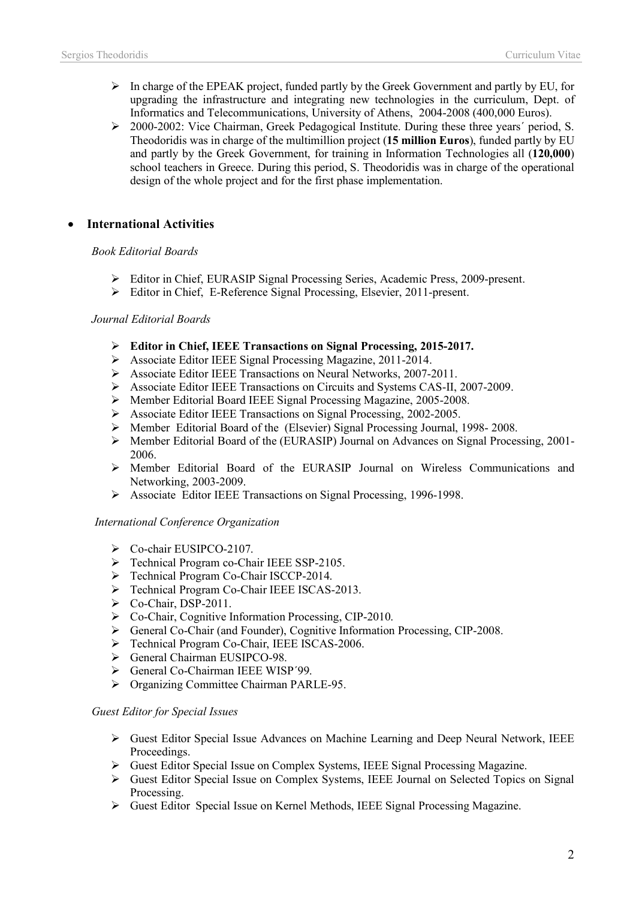- In charge of the EPEAK project, funded partly by the Greek Government and partly by EU, for upgrading the infrastructure and integrating new technologies in the curriculum, Dept. of Informatics and Telecommunications, University of Athens, 2004-2008 (400,000 Euros).
- 2000-2002: Vice Chairman, Greek Pedagogical Institute. During these three years´ period, S. Theodoridis was in charge of the multimillion project (**15 million Euros**), funded partly by EU and partly by the Greek Government, for training in Information Technologies all (**120,000**) school teachers in Greece. During this period, S. Theodoridis was in charge of the operational design of the whole project and for the first phase implementation.

## International Activities

*Book Editorial Boards*

- Editor in Chief, EURASIP Signal Processing Series, Academic Press, 2009-present.
- Editor in Chief, E-Reference Signal Processing, Elsevier, 2011-present.

*Journal Editorial Boards*

- **Editor in Chief, IEEE Transactions on Signal Processing, 2015-2017.**
- Associate Editor IEEE Signal Processing Magazine, 2011-2014.
- Associate Editor IEEE Transactions on Neural Networks, 2007-2011.
- Associate Editor IEEE Transactions on Circuits and Systems CAS-II, 2007-2009.
- Member Editorial Board IEEE Signal Processing Magazine, 2005-2008.
- Associate Editor IEEE Transactions on Signal Processing, 2002-2005.
- Member Editorial Board of the (Elsevier) Signal Processing Journal, 1998- 2008.
- Member Editorial Board of the (EURASIP) Journal on Advances on Signal Processing, 2001-2006.
- Member Editorial Board of the EURASIP Journal on Wireless Communications and Networking, 2003-2009.
- Associate Editor IEEE Transactions on Signal Processing, 1996-1998.

*International Conference Organization*

- Co-chair EUSIPCO-2107.
- Technical Program co-Chair IEEE SSP-2105.
- Technical Program Co-Chair ISCCP-2014.
- Technical Program Co-Chair IEEE ISCAS-2013.
- Co-Chair, DSP-2011.
- Co-Chair, Cognitive Information Processing, CIP-2010.
- General Co-Chair (and Founder), Cognitive Information Processing, CIP-2008.
- Technical Program Co-Chair, IEEE ISCAS-2006.
- General Chairman EUSIPCO-98.
- General Co-Chairman IEEE WISP´99.
- Organizing Committee Chairman PARLE-95.

*Guest Editor for Special Issues*

- Guest Editor Special Issue Advances on Machine Learning and Deep Neural Network, IEEE Proceedings.
- Guest Editor Special Issue on Complex Systems, IEEE Signal Processing Magazine.
- Guest Editor Special Issue on Complex Systems, IEEE Journal on Selected Topics on Signal Processing.
- Guest Editor Special Issue on Kernel Methods, IEEE Signal Processing Magazine.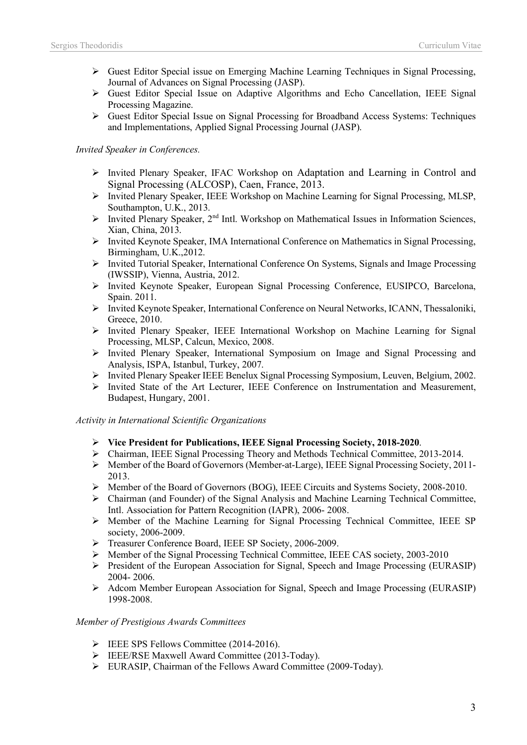- Guest Editor Special issue on Emerging Machine Learning Techniques in Signal Processing, Journal of Advances on Signal Processing (JASP).
- Guest Editor Special Issue on Adaptive Algorithms and Echo Cancellation, IEEE Signal Processing Magazine.
- Guest Editor Special Issue on Signal Processing for Broadband Access Systems: Techniques and Implementations, Applied Signal Processing Journal (JASP).

*Invited Speaker in Conferences.*

- Invited Plenary Speaker, IFAC Workshop on Adaptation and Learning in Control and Signal Processing (ALCOSP), Caen, France, 2013.
- Invited Plenary Speaker, IEEE Workshop on Machine Learning for Signal Processing, MLSP, Southampton, U.K., 2013.
- Invited Plenary Speaker, 2nd Intl. Workshop on Mathematical Issues in Information Sciences, Xian, China, 2013.
- Invited Keynote Speaker, IMA International Conference on Mathematics in Signal Processing, Birmingham, U.K.,2012.
- Invited Tutorial Speaker, International Conference On Systems, Signals and Image Processing (IWSSIP), Vienna, Austria, 2012.
- Invited Keynote Speaker, European Signal Processing Conference, EUSIPCO, Barcelona, Spain. 2011.
- Invited Keynote Speaker, International Conference on Neural Networks, ICANN, Thessaloniki, Greece, 2010.
- Invited Plenary Speaker, IEEE International Workshop on Machine Learning for Signal Processing, MLSP, Calcun, Mexico, 2008.
- Invited Plenary Speaker, International Symposium on Image and Signal Processing and Analysis, ISPA, Istanbul, Turkey, 2007.
- Invited Plenary Speaker IEEE Benelux Signal Processing Symposium, Leuven, Belgium, 2002.
- Invited State of the Art Lecturer, IEEE Conference on Instrumentation and Measurement, Budapest, Hungary, 2001.

*Activity in International Scientific Organizations*

- **Vice President for Publications, IEEE Signal Processing Society, 2018-2020**.
- Chairman, IEEE Signal Processing Theory and Methods Technical Committee, 2013-2014.
- Member of the Board of Governors (Member-at-Large), IEEE Signal Processing Society, 2011-2013.
- Member of the Board of Governors (BOG), IEEE Circuits and Systems Society, 2008-2010.
- Chairman (and Founder) of the Signal Analysis and Machine Learning Technical Committee, Intl. Association for Pattern Recognition (IAPR), 2006- 2008.
- Member of the Machine Learning for Signal Processing Technical Committee, IEEE SP society, 2006-2009.
- Treasurer Conference Board, IEEE SP Society, 2006-2009.
- Member of the Signal Processing Technical Committee, IEEE CAS society, 2003-2010
- President of the European Association for Signal, Speech and Image Processing (EURASIP) 2004- 2006.
- Adcom Member European Association for Signal, Speech and Image Processing (EURASIP) 1998-2008.

*Member of Prestigious Awards Committees*

- IEEE SPS Fellows Committee (2014-2016).
- IEEE/RSE Maxwell Award Committee (2013-Today).
- EURASIP, Chairman of the Fellows Award Committee (2009-Today).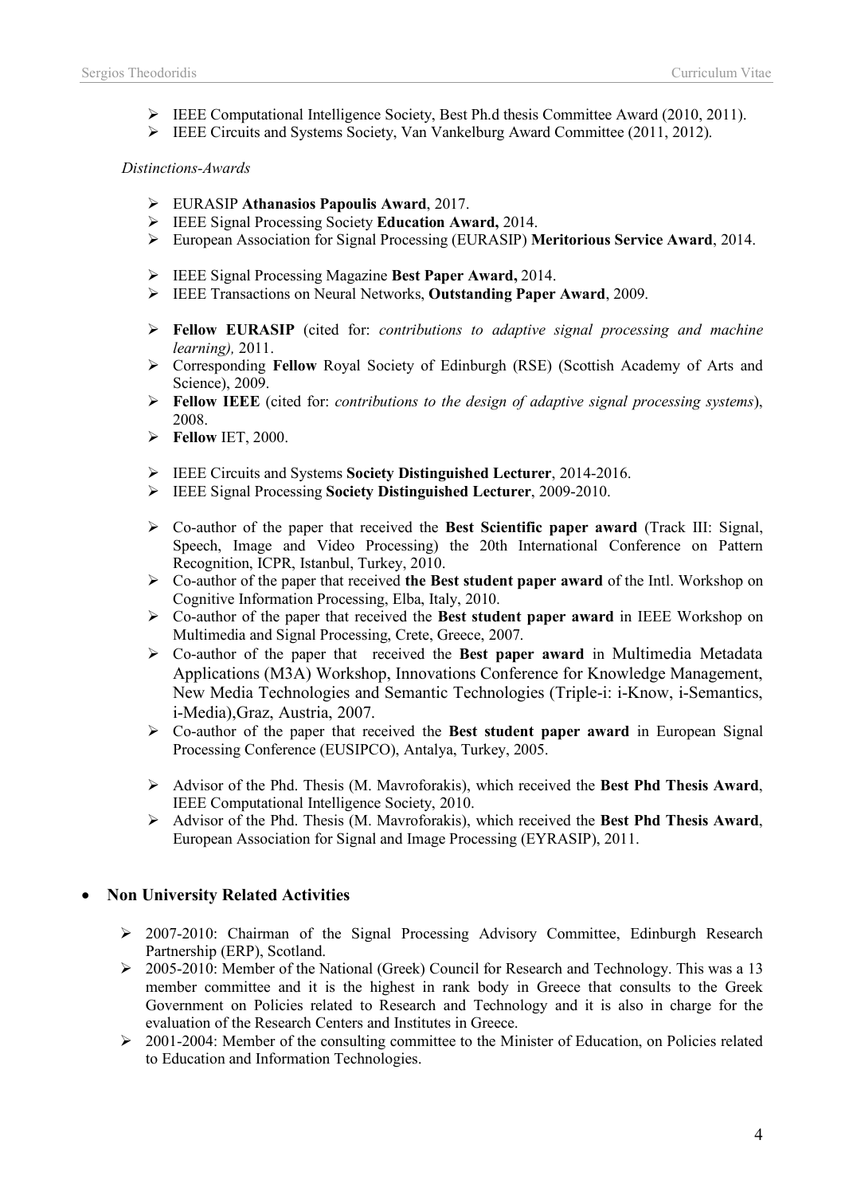- IEEE Computational Intelligence Society, Best Ph.d thesis Committee Award (2010, 2011).
- IEEE Circuits and Systems Society, Van Vankelburg Award Committee (2011, 2012).

*Distinctions-Awards*

- EURASIP **Athanasios Papoulis Award**, 2017.
- IEEE Signal Processing Society **Education Award,** 2014.
- European Association for Signal Processing (EURASIP) **Meritorious Service Award**, 2014.

- IEEE Signal Processing Magazine **Best Paper Award,** 2014.
- IEEE Transactions on Neural Networks, **Outstanding Paper Award**, 2009.

- **Fellow EURASIP** (cited for: *contributions to adaptive signal processing and machine learning),* 2011.
- Corresponding **Fellow** Royal Society of Edinburgh (RSE) (Scottish Academy of Arts and Science), 2009.
- **Fellow IEEE** (cited for: *contributions to the design of adaptive signal processing systems*), 2008.
- **Fellow** IET, 2000.

- IEEE Circuits and Systems **Society Distinguished Lecturer**, 2014-2016.
- IEEE Signal Processing **Society Distinguished Lecturer**, 2009-2010.

- Co-author of the paper that received the **Best Scientific paper award** (Track III: Signal, Speech, Image and Video Processing) the 20th International Conference on Pattern Recognition, ICPR, Istanbul, Turkey, 2010.
- Co-author of the paper that received **the Best student paper award** of the Intl. Workshop on Cognitive Information Processing, Elba, Italy, 2010.
- Co-author of the paper that received the **Best student paper award** in IEEE Workshop on Multimedia and Signal Processing, Crete, Greece, 2007.
- Co-author of the paper that received the **Best paper award** in Multimedia Metadata Applications (M3A) Workshop, Innovations Conference for Knowledge Management, New Media Technologies and Semantic Technologies (Triple-i: i-Know, i-Semantics, i-Media),Graz, Austria, 2007.
- Co-author of the paper that received the **Best student paper award** in European Signal Processing Conference (EUSIPCO), Antalya, Turkey, 2005.

- Advisor of the Phd. Thesis (M. Mavroforakis), which received the **Best Phd Thesis Award**, IEEE Computational Intelligence Society, 2010.
- Advisor of the Phd. Thesis (M. Mavroforakis), which received the **Best Phd Thesis Award**, European Association for Signal and Image Processing (EYRASIP), 2011.

## Non University Related Activities

- 2007-2010: Chairman of the Signal Processing Advisory Committee, Edinburgh Research Partnership (ERP), Scotland.
- 2005-2010: Member of the National (Greek) Council for Research and Technology. This was a 13 member committee and it is the highest in rank body in Greece that consults to the Greek Government on Policies related to Research and Technology and it is also in charge for the evaluation of the Research Centers and Institutes in Greece.
- 2001-2004: Member of the consulting committee to the Minister of Education, on Policies related to Education and Information Technologies.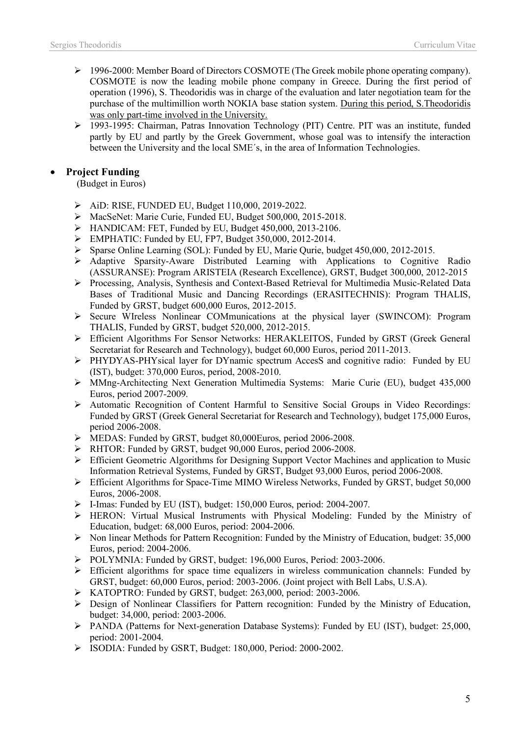- 1996-2000: Member Board of Directors COSMOTE (The Greek mobile phone operating company). COSMOTE is now the leading mobile phone company in Greece. During the first period of operation (1996), S. Theodoridis was in charge of the evaluation and later negotiation team for the purchase of the multimillion worth NOKIA base station system. <u>During this period, S.Theodoridis was only part-time involved in the University.</u>
- 1993-1995: Chairman, Patras Innovation Technology (PIT) Centre. PIT was an institute, funded partly by EU and partly by the Greek Government, whose goal was to intensify the interaction between the University and the local SME´s, in the area of Information Technologies.

- **Project Funding**

  (Budget in Euros)

  - AiD: RISE, FUNDED EU, Budget 110,000, 2019-2022.
  - MacSeNet: Marie Curie, Funded EU, Budget 500,000, 2015-2018.
  - HANDICAM: FET, Funded by EU, Budget 450,000, 2013-2106.
  - EMPHATIC: Funded by EU, FP7, Budget 350,000, 2012-2014.
  - Sparse Online Learning (SOL): Funded by EU, Marie Qurie, budget 450,000, 2012-2015.
  - Adaptive Sparsity-Aware Distributed Learning with Applications to Cognitive Radio (ASSURANSE): Program ARISTEIA (Research Excellence), GRST, Budget 300,000, 2012-2015
  - Processing, Analysis, Synthesis and Context-Based Retrieval for Multimedia Music-Related Data Bases of Traditional Music and Dancing Recordings (ERASITECHNIS): Program THALIS, Funded by GRST, budget 600,000 Euros, 2012-2015.
  - Secure WIreless Nonlinear COMmunications at the physical layer (SWINCOM): Program THALIS, Funded by GRST, budget 520,000, 2012-2015.
  - Efficient Algorithms For Sensor Networks: HERAKLEITOS, Funded by GRST (Greek General Secretariat for Research and Technology), budget 60,000 Euros, period 2011-2013.
  - PHYDYAS-PHYsical layer for DYnamic spectrum AccesS and cognitive radio: Funded by EU (IST), budget: 370,000 Euros, period, 2008-2010.
  - MMng-Architecting Next Generation Multimedia Systems: Marie Curie (EU), budget 435,000 Euros, period 2007-2009.
  - Automatic Recognition of Content Harmful to Sensitive Social Groups in Video Recordings: Funded by GRST (Greek General Secretariat for Research and Technology), budget 175,000 Euros, period 2006-2008.
  - MEDAS: Funded by GRST, budget 80,000Euros, period 2006-2008.
  - RHTOR: Funded by GRST, budget 90,000 Euros, period 2006-2008.
  - Efficient Geometric Algorithms for Designing Support Vector Machines and application to Music Information Retrieval Systems, Funded by GRST, Budget 93,000 Euros, period 2006-2008.
  - Efficient Algorithms for Space-Time MIMO Wireless Networks, Funded by GRST, budget 50,000 Euros, 2006-2008.
  - I-Imas: Funded by EU (IST), budget: 150,000 Euros, period: 2004-2007.
  - HERON: Virtual Musical Instruments with Physical Modeling: Funded by the Ministry of Education, budget: 68,000 Euros, period: 2004-2006.
  - Non linear Methods for Pattern Recognition: Funded by the Ministry of Education, budget: 35,000 Euros, period: 2004-2006.
  - POLYMNIA: Funded by GRST, budget: 196,000 Euros, Period: 2003-2006.
  - Efficient algorithms for space time equalizers in wireless communication channels: Funded by GRST, budget: 60,000 Euros, period: 2003-2006. (Joint project with Bell Labs, U.S.A).
  - KATOPTRO: Funded by GRST, budget: 263,000, period: 2003-2006.
  - Design of Nonlinear Classifiers for Pattern recognition: Funded by the Ministry of Education, budget: 34,000, period: 2003-2006.
  - PANDA (Patterns for Next-generation Database Systems): Funded by EU (IST), budget: 25,000, period: 2001-2004.
  - ISODIA: Funded by GSRT, Budget: 180,000, Period: 2000-2002.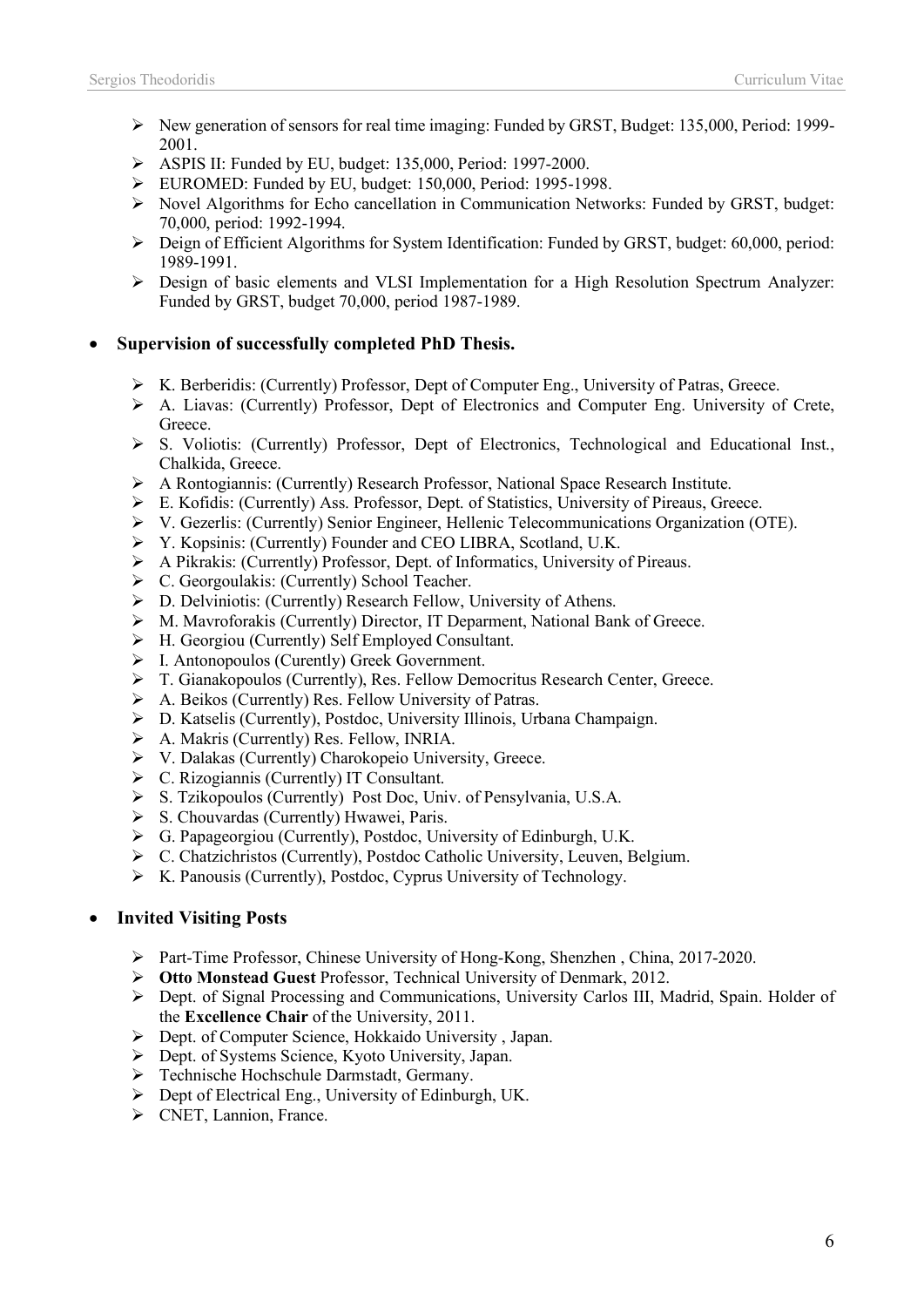- New generation of sensors for real time imaging: Funded by GRST, Budget: 135,000, Period: 1999-2001.
- ASPIS II: Funded by EU, budget: 135,000, Period: 1997-2000.
- EUROMED: Funded by EU, budget: 150,000, Period: 1995-1998.
- Novel Algorithms for Echo cancellation in Communication Networks: Funded by GRST, budget: 70,000, period: 1992-1994.
- Deign of Efficient Algorithms for System Identification: Funded by GRST, budget: 60,000, period: 1989-1991.
- Design of basic elements and VLSI Implementation for a High Resolution Spectrum Analyzer: Funded by GRST, budget 70,000, period 1987-1989.

- **Supervision of successfully completed PhD Thesis.**

  - K. Berberidis: (Currently) Professor, Dept of Computer Eng., University of Patras, Greece.
  - A. Liavas: (Currently) Professor, Dept of Electronics and Computer Eng. University of Crete, Greece.
  - S. Voliotis: (Currently) Professor, Dept of Electronics, Technological and Educational Inst., Chalkida, Greece.
  - A Rontogiannis: (Currently) Research Professor, National Space Research Institute.
  - E. Kofidis: (Currently) Ass. Professor, Dept. of Statistics, University of Pireaus, Greece.
  - V. Gezerlis: (Currently) Senior Engineer, Hellenic Telecommunications Organization (OTE).
  - Y. Kopsinis: (Currently) Founder and CEO LIBRA, Scotland, U.K.
  - A Pikrakis: (Currently) Professor, Dept. of Informatics, University of Pireaus.
  - C. Georgoulakis: (Currently) School Teacher.
  - D. Delviniotis: (Currently) Research Fellow, University of Athens.
  - M. Mavroforakis (Currently) Director, IT Deparment, National Bank of Greece.
  - H. Georgiou (Currently) Self Employed Consultant.
  - I. Antonopoulos (Curently) Greek Government.
  - T. Gianakopoulos (Currently), Res. Fellow Democritus Research Center, Greece.
  - A. Beikos (Currently) Res. Fellow University of Patras.
  - D. Katselis (Currently), Postdoc, University Illinois, Urbana Champaign.
  - A. Makris (Currently) Res. Fellow, INRIA.
  - V. Dalakas (Currently) Charokopeio University, Greece.
  - C. Rizogiannis (Currently) IT Consultant.
  - S. Tzikopoulos (Currently) Post Doc, Univ. of Pensylvania, U.S.A.
  - S. Chouvardas (Currently) Hwawei, Paris.
  - G. Papageorgiou (Currently), Postdoc, University of Edinburgh, U.K.
  - C. Chatzichristos (Currently), Postdoc Catholic University, Leuven, Belgium.
  - K. Panousis (Currently), Postdoc, Cyprus University of Technology.

- **Invited Visiting Posts**

  - Part-Time Professor, Chinese University of Hong-Kong, Shenzhen , China, 2017-2020.
  - **Otto Monstead Guest** Professor, Technical University of Denmark, 2012.
  - Dept. of Signal Processing and Communications, University Carlos III, Madrid, Spain. Holder of the **Excellence Chair** of the University, 2011.
  - Dept. of Computer Science, Hokkaido University , Japan.
  - Dept. of Systems Science, Kyoto University, Japan.
  - Technische Hochschule Darmstadt, Germany.
  - Dept of Electrical Eng., University of Edinburgh, UK.
  - CNET, Lannion, France.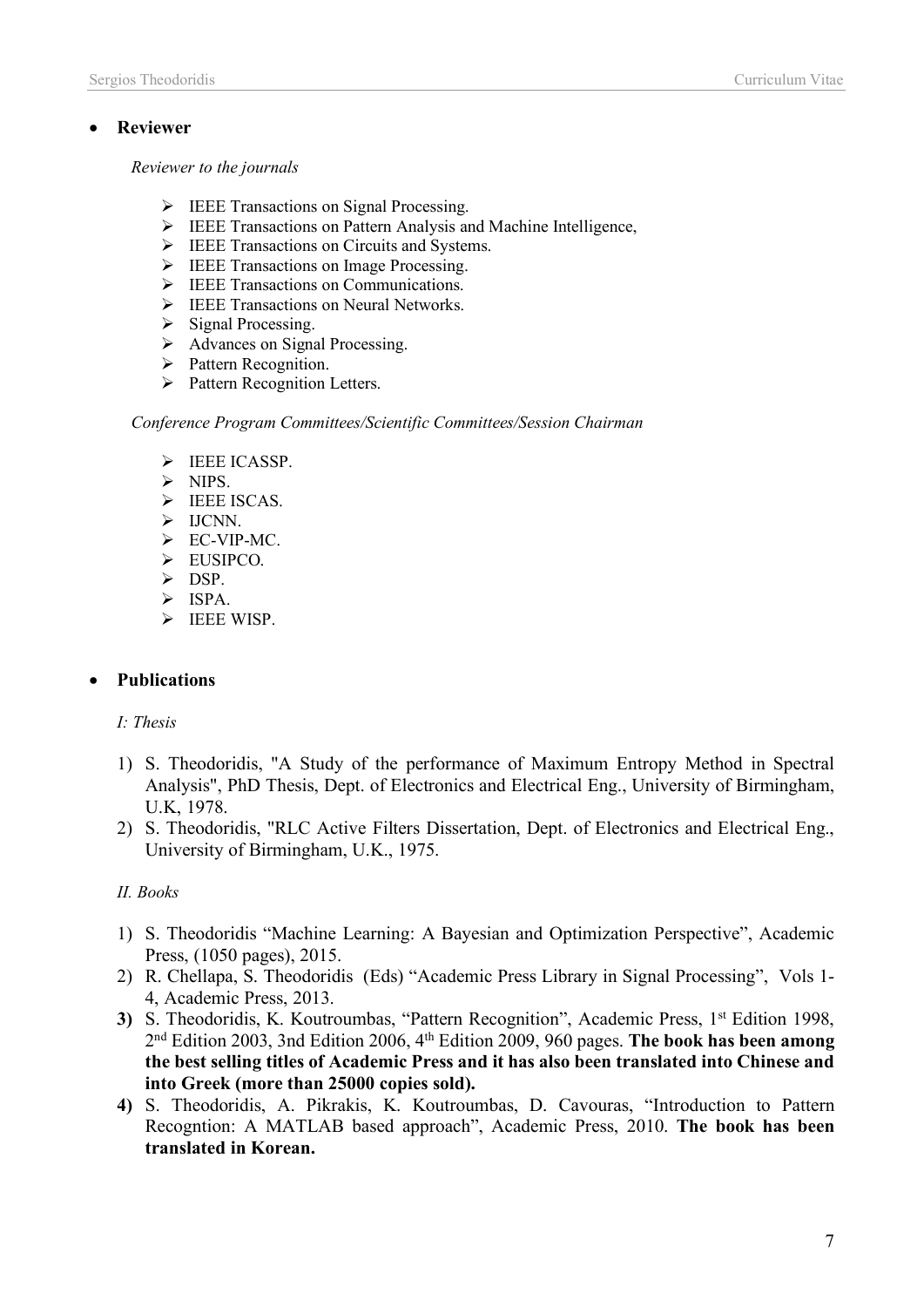- **Reviewer**

  *Reviewer to the journals*

  - IEEE Transactions on Signal Processing.
  - IEEE Transactions on Pattern Analysis and Machine Intelligence,
  - IEEE Transactions on Circuits and Systems.
  - IEEE Transactions on Image Processing.
  - IEEE Transactions on Communications.
  - IEEE Transactions on Neural Networks.
  - Signal Processing.
  - Advances on Signal Processing.
  - Pattern Recognition.
  - Pattern Recognition Letters.

  *Conference Program Committees/Scientific Committees/Session Chairman*

  - IEEE ICASSP.
  - NIPS.
  - IEEE ISCAS.
  - IJCNN.
  - EC-VIP-MC.
  - EUSIPCO.
  - DSP.
  - ISPA.
  - IEEE WISP.

- **Publications**

  *I: Thesis*

  1) S. Theodoridis, "A Study of the performance of Maximum Entropy Method in Spectral Analysis", PhD Thesis, Dept. of Electronics and Electrical Eng., University of Birmingham, U.K, 1978.
  2) S. Theodoridis, "RLC Active Filters Dissertation, Dept. of Electronics and Electrical Eng., University of Birmingham, U.K., 1975.

  *II. Books*

  1) S. Theodoridis "Machine Learning: A Bayesian and Optimization Perspective", Academic Press, (1050 pages), 2015.
  2) R. Chellapa, S. Theodoridis (Eds) "Academic Press Library in Signal Processing", Vols 1-4, Academic Press, 2013.
  3) S. Theodoridis, K. Koutroumbas, "Pattern Recognition", Academic Press, 1st Edition 1998, 2nd Edition 2003, 3nd Edition 2006, 4th Edition 2009, 960 pages. **The book has been among the best selling titles of Academic Press and it has also been translated into Chinese and into Greek (more than 25000 copies sold).**
  4) S. Theodoridis, A. Pikrakis, K. Koutroumbas, D. Cavouras, "Introduction to Pattern Recogntion: A MATLAB based approach", Academic Press, 2010. **The book has been translated in Korean.**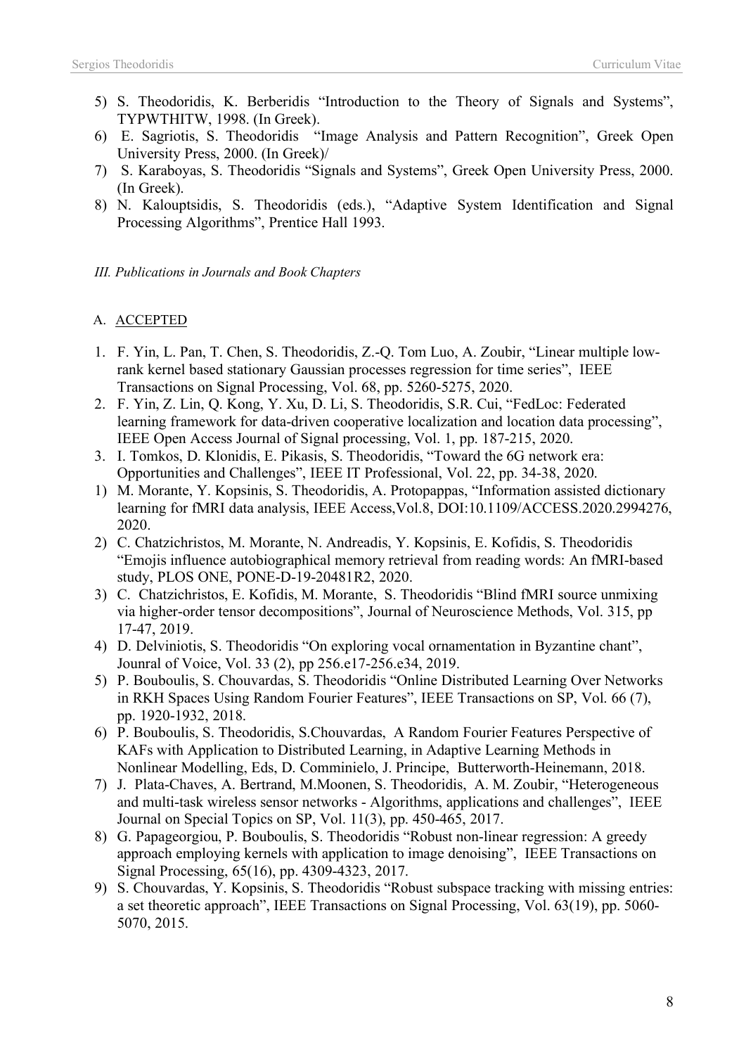5) S. Theodoridis, K. Berberidis "Introduction to the Theory of Signals and Systems", TYPWTHITW, 1998. (In Greek).
6) E. Sagriotis, S. Theodoridis "Image Analysis and Pattern Recognition", Greek Open University Press, 2000. (In Greek)/
7) S. Karaboyas, S. Theodoridis "Signals and Systems", Greek Open University Press, 2000. (In Greek).
8) N. Kalouptsidis, S. Theodoridis (eds.), "Adaptive System Identification and Signal Processing Algorithms", Prentice Hall 1993.

*III. Publications in Journals and Book Chapters*

A. ACCEPTED

1. F. Yin, L. Pan, T. Chen, S. Theodoridis, Z.-Q. Tom Luo, A. Zoubir, "Linear multiple low-rank kernel based stationary Gaussian processes regression for time series", IEEE Transactions on Signal Processing, Vol. 68, pp. 5260-5275, 2020.
2. F. Yin, Z. Lin, Q. Kong, Y. Xu, D. Li, S. Theodoridis, S.R. Cui, "FedLoc: Federated learning framework for data-driven cooperative localization and location data processing", IEEE Open Access Journal of Signal processing, Vol. 1, pp. 187-215, 2020.
3. I. Tomkos, D. Klonidis, E. Pikasis, S. Theodoridis, "Toward the 6G network era: Opportunities and Challenges", IEEE IT Professional, Vol. 22, pp. 34-38, 2020.

1) M. Morante, Y. Kopsinis, S. Theodoridis, A. Protopappas, "Information assisted dictionary learning for fMRI data analysis, IEEE Access,Vol.8, DOI:10.1109/ACCESS.2020.2994276, 2020.
2) C. Chatzichristos, M. Morante, N. Andreadis, Y. Kopsinis, E. Kofidis, S. Theodoridis "Emojis influence autobiographical memory retrieval from reading words: An fMRI-based study, PLOS ONE, PONE-D-19-20481R2, 2020.
3) C. Chatzichristos, E. Kofidis, M. Morante, S. Theodoridis "Blind fMRI source unmixing via higher-order tensor decompositions", Journal of Neuroscience Methods, Vol. 315, pp 17-47, 2019.
4) D. Delviniotis, S. Theodoridis "On exploring vocal ornamentation in Byzantine chant", Jounral of Voice, Vol. 33 (2), pp 256.e17-256.e34, 2019.
5) P. Bouboulis, S. Chouvardas, S. Theodoridis "Online Distributed Learning Over Networks in RKH Spaces Using Random Fourier Features", IEEE Transactions on SP, Vol. 66 (7), pp. 1920-1932, 2018.
6) P. Bouboulis, S. Theodoridis, S.Chouvardas, A Random Fourier Features Perspective of KAFs with Application to Distributed Learning, in Adaptive Learning Methods in Nonlinear Modelling, Eds, D. Comminielo, J. Principe, Butterworth-Heinemann, 2018.
7) J. Plata-Chaves, A. Bertrand, M.Moonen, S. Theodoridis, A. M. Zoubir, "Heterogeneous and multi-task wireless sensor networks - Algorithms, applications and challenges", IEEE Journal on Special Topics on SP, Vol. 11(3), pp. 450-465, 2017.
8) G. Papageorgiou, P. Bouboulis, S. Theodoridis "Robust non-linear regression: A greedy approach employing kernels with application to image denoising", IEEE Transactions on Signal Processing, 65(16), pp. 4309-4323, 2017.
9) S. Chouvardas, Y. Kopsinis, S. Theodoridis "Robust subspace tracking with missing entries: a set theoretic approach", IEEE Transactions on Signal Processing, Vol. 63(19), pp. 5060-5070, 2015.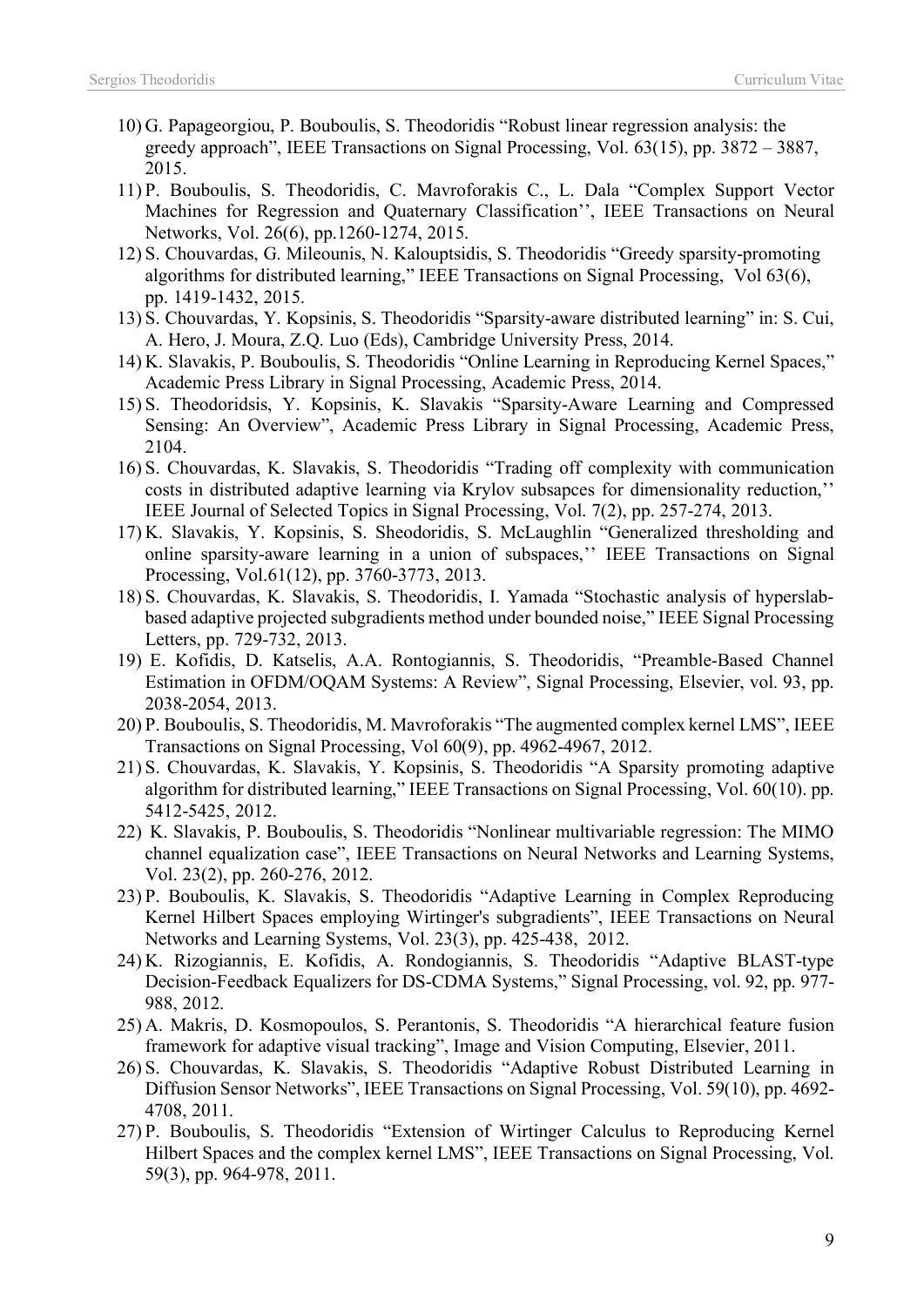10) G. Papageorgiou, P. Bouboulis, S. Theodoridis "Robust linear regression analysis: the greedy approach", IEEE Transactions on Signal Processing, Vol. 63(15), pp. 3872 – 3887, 2015.

11) P. Bouboulis, S. Theodoridis, C. Mavroforakis C., L. Dala "Complex Support Vector Machines for Regression and Quaternary Classification'', IEEE Transactions on Neural Networks, Vol. 26(6), pp.1260-1274, 2015.

12) S. Chouvardas, G. Mileounis, N. Kalouptsidis, S. Theodoridis "Greedy sparsity-promoting algorithms for distributed learning," IEEE Transactions on Signal Processing, Vol 63(6), pp. 1419-1432, 2015.

13) S. Chouvardas, Y. Kopsinis, S. Theodoridis "Sparsity-aware distributed learning" in: S. Cui, A. Hero, J. Moura, Z.Q. Luo (Eds), Cambridge University Press, 2014.

14) K. Slavakis, P. Bouboulis, S. Theodoridis "Online Learning in Reproducing Kernel Spaces," Academic Press Library in Signal Processing, Academic Press, 2014.

15) S. Theodoridsis, Y. Kopsinis, K. Slavakis "Sparsity-Aware Learning and Compressed Sensing: An Overview", Academic Press Library in Signal Processing, Academic Press, 2104.

16) S. Chouvardas, K. Slavakis, S. Theodoridis "Trading off complexity with communication costs in distributed adaptive learning via Krylov subsapces for dimensionality reduction,'' IEEE Journal of Selected Topics in Signal Processing, Vol. 7(2), pp. 257-274, 2013.

17) K. Slavakis, Y. Kopsinis, S. Sheodoridis, S. McLaughlin "Generalized thresholding and online sparsity-aware learning in a union of subspaces,'' IEEE Transactions on Signal Processing, Vol.61(12), pp. 3760-3773, 2013.

18) S. Chouvardas, K. Slavakis, S. Theodoridis, I. Yamada "Stochastic analysis of hyperslab-based adaptive projected subgradients method under bounded noise," IEEE Signal Processing Letters, pp. 729-732, 2013.

19) E. Kofidis, D. Katselis, A.A. Rontogiannis, S. Theodoridis, "Preamble-Based Channel Estimation in OFDM/OQAM Systems: A Review", Signal Processing, Elsevier, vol. 93, pp. 2038-2054, 2013.

20) P. Bouboulis, S. Theodoridis, M. Mavroforakis "The augmented complex kernel LMS", IEEE Transactions on Signal Processing, Vol 60(9), pp. 4962-4967, 2012.

21) S. Chouvardas, K. Slavakis, Y. Kopsinis, S. Theodoridis "A Sparsity promoting adaptive algorithm for distributed learning," IEEE Transactions on Signal Processing, Vol. 60(10). pp. 5412-5425, 2012.

22) K. Slavakis, P. Bouboulis, S. Theodoridis "Nonlinear multivariable regression: The MIMO channel equalization case", IEEE Transactions on Neural Networks and Learning Systems, Vol. 23(2), pp. 260-276, 2012.

23) P. Bouboulis, K. Slavakis, S. Theodoridis "Adaptive Learning in Complex Reproducing Kernel Hilbert Spaces employing Wirtinger's subgradients", IEEE Transactions on Neural Networks and Learning Systems, Vol. 23(3), pp. 425-438, 2012.

24) K. Rizogiannis, E. Kofidis, A. Rondogiannis, S. Theodoridis "Adaptive BLAST-type Decision-Feedback Equalizers for DS-CDMA Systems," Signal Processing, vol. 92, pp. 977-988, 2012.

25) A. Makris, D. Kosmopoulos, S. Perantonis, S. Theodoridis "A hierarchical feature fusion framework for adaptive visual tracking", Image and Vision Computing, Elsevier, 2011.

26) S. Chouvardas, K. Slavakis, S. Theodoridis "Adaptive Robust Distributed Learning in Diffusion Sensor Networks", IEEE Transactions on Signal Processing, Vol. 59(10), pp. 4692-4708, 2011.

27) P. Bouboulis, S. Theodoridis "Extension of Wirtinger Calculus to Reproducing Kernel Hilbert Spaces and the complex kernel LMS", IEEE Transactions on Signal Processing, Vol. 59(3), pp. 964-978, 2011.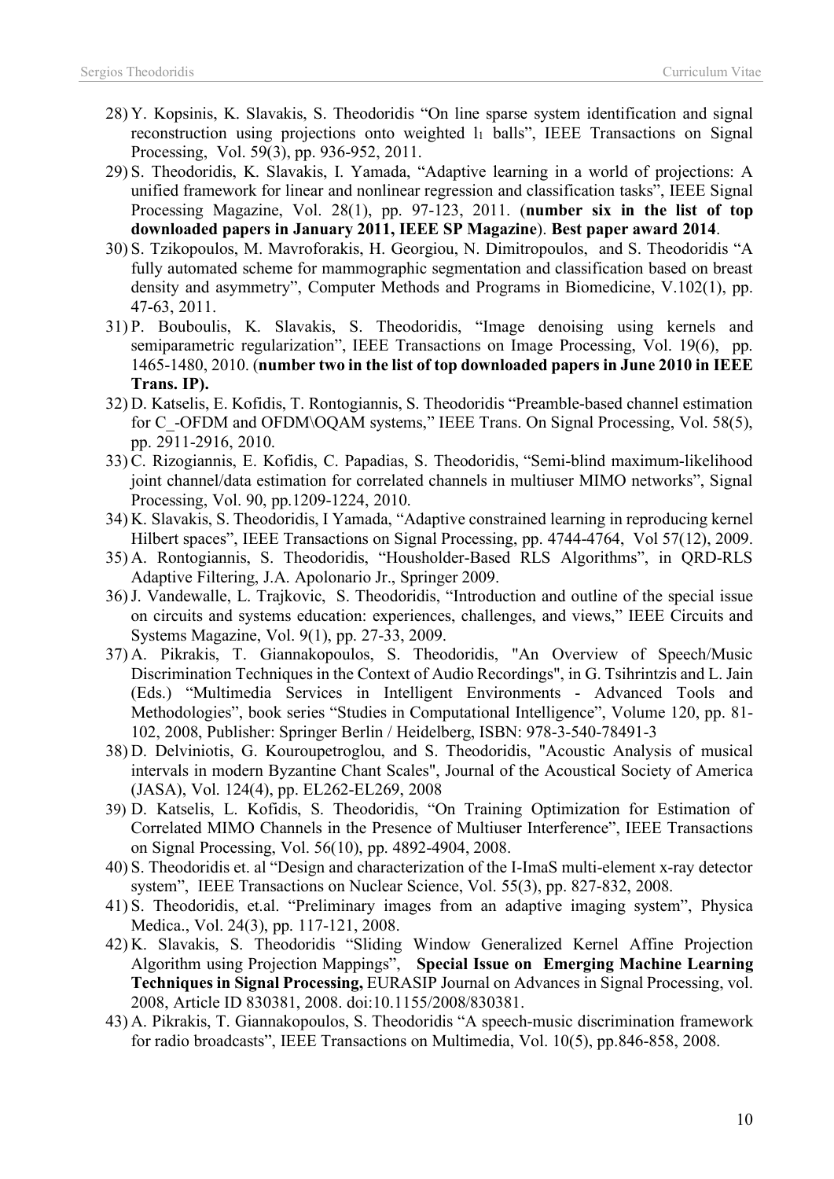28) Y. Kopsinis, K. Slavakis, S. Theodoridis "On line sparse system identification and signal reconstruction using projections onto weighted $l_1$ balls", IEEE Transactions on Signal Processing, Vol. 59(3), pp. 936-952, 2011.
29) S. Theodoridis, K. Slavakis, I. Yamada, "Adaptive learning in a world of projections: A unified framework for linear and nonlinear regression and classification tasks", IEEE Signal Processing Magazine, Vol. 28(1), pp. 97-123, 2011. (**number six in the list of top downloaded papers in January 2011, IEEE SP Magazine**). **Best paper award 2014**.
30) S. Tzikopoulos, M. Mavroforakis, H. Georgiou, N. Dimitropoulos, and S. Theodoridis "A fully automated scheme for mammographic segmentation and classification based on breast density and asymmetry", Computer Methods and Programs in Biomedicine, V.102(1), pp. 47-63, 2011.
31) P. Bouboulis, K. Slavakis, S. Theodoridis, "Image denoising using kernels and semiparametric regularization", IEEE Transactions on Image Processing, Vol. 19(6), pp. 1465-1480, 2010. (**number two in the list of top downloaded papers in June 2010 in IEEE Trans. IP).**
32) D. Katselis, E. Kofidis, T. Rontogiannis, S. Theodoridis "Preamble-based channel estimation for C_-OFDM and OFDM\OQAM systems," IEEE Trans. On Signal Processing, Vol. 58(5), pp. 2911-2916, 2010.
33) C. Rizogiannis, E. Kofidis, C. Papadias, S. Theodoridis, "Semi-blind maximum-likelihood joint channel/data estimation for correlated channels in multiuser MIMO networks", Signal Processing, Vol. 90, pp.1209-1224, 2010.
34) K. Slavakis, S. Theodoridis, I Yamada, "Adaptive constrained learning in reproducing kernel Hilbert spaces", IEEE Transactions on Signal Processing, pp. 4744-4764, Vol 57(12), 2009.
35) A. Rontogiannis, S. Theodoridis, "Housholder-Based RLS Algorithms", in QRD-RLS Adaptive Filtering, J.A. Apolonario Jr., Springer 2009.
36) J. Vandewalle, L. Trajkovic, S. Theodoridis, "Introduction and outline of the special issue on circuits and systems education: experiences, challenges, and views," IEEE Circuits and Systems Magazine, Vol. 9(1), pp. 27-33, 2009.
37) A. Pikrakis, T. Giannakopoulos, S. Theodoridis, "An Overview of Speech/Music Discrimination Techniques in the Context of Audio Recordings", in G. Tsihrintzis and L. Jain (Eds.) "Multimedia Services in Intelligent Environments - Advanced Tools and Methodologies", book series "Studies in Computational Intelligence", Volume 120, pp. 81-102, 2008, Publisher: Springer Berlin / Heidelberg, ISBN: 978-3-540-78491-3
38) D. Delviniotis, G. Kouroupetroglou, and S. Theodoridis, "Acoustic Analysis of musical intervals in modern Byzantine Chant Scales", Journal of the Acoustical Society of America (JASA), Vol. 124(4), pp. EL262-EL269, 2008
39) D. Katselis, L. Kofidis, S. Theodoridis, "On Training Optimization for Estimation of Correlated MIMO Channels in the Presence of Multiuser Interference", IEEE Transactions on Signal Processing, Vol. 56(10), pp. 4892-4904, 2008.
40) S. Theodoridis et. al "Design and characterization of the I-ImaS multi-element x-ray detector system", IEEE Transactions on Nuclear Science, Vol. 55(3), pp. 827-832, 2008.
41) S. Theodoridis, et.al. "Preliminary images from an adaptive imaging system", Physica Medica., Vol. 24(3), pp. 117-121, 2008.
42) K. Slavakis, S. Theodoridis "Sliding Window Generalized Kernel Affine Projection Algorithm using Projection Mappings", **Special Issue on Emerging Machine Learning Techniques in Signal Processing,** EURASIP Journal on Advances in Signal Processing, vol. 2008, Article ID 830381, 2008. doi:10.1155/2008/830381.
43) A. Pikrakis, T. Giannakopoulos, S. Theodoridis "A speech-music discrimination framework for radio broadcasts", IEEE Transactions on Multimedia, Vol. 10(5), pp.846-858, 2008.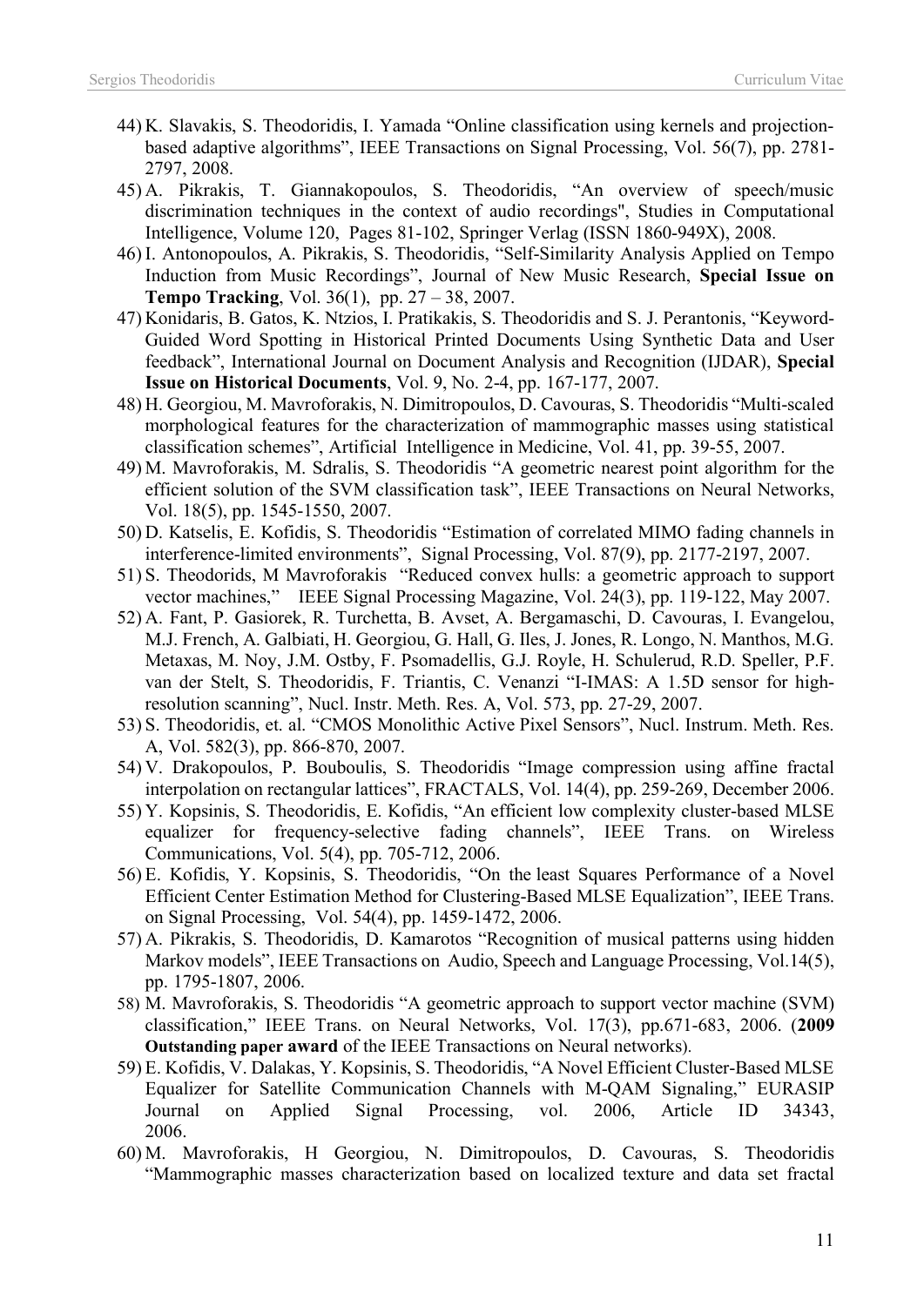44) K. Slavakis, S. Theodoridis, I. Yamada “Online classification using kernels and projection-based adaptive algorithms”, IEEE Transactions on Signal Processing, Vol. 56(7), pp. 2781-2797, 2008.
45) A. Pikrakis, T. Giannakopoulos, S. Theodoridis, “An overview of speech/music discrimination techniques in the context of audio recordings", Studies in Computational Intelligence, Volume 120, Pages 81-102, Springer Verlag (ISSN 1860-949X), 2008.
46) I. Antonopoulos, A. Pikrakis, S. Theodoridis, “Self-Similarity Analysis Applied on Tempo Induction from Music Recordings”, Journal of New Music Research, **Special Issue on Tempo Tracking**, Vol. 36(1), pp. 27 – 38, 2007.
47) Konidaris, B. Gatos, K. Ntzios, I. Pratikakis, S. Theodoridis and S. J. Perantonis, “Keyword-Guided Word Spotting in Historical Printed Documents Using Synthetic Data and User feedback”, International Journal on Document Analysis and Recognition (IJDAR), **Special Issue on Historical Documents**, Vol. 9, No. 2-4, pp. 167-177, 2007.
48) H. Georgiou, M. Mavroforakis, N. Dimitropoulos, D. Cavouras, S. Theodoridis “Multi-scaled morphological features for the characterization of mammographic masses using statistical classification schemes”, Artificial Intelligence in Medicine, Vol. 41, pp. 39-55, 2007.
49) M. Mavroforakis, M. Sdralis, S. Theodoridis “A geometric nearest point algorithm for the efficient solution of the SVM classification task”, IEEE Transactions on Neural Networks, Vol. 18(5), pp. 1545-1550, 2007.
50) D. Katselis, E. Kofidis, S. Theodoridis “Estimation of correlated MIMO fading channels in interference-limited environments”, Signal Processing, Vol. 87(9), pp. 2177-2197, 2007.
51) S. Theodorids, M Mavroforakis “Reduced convex hulls: a geometric approach to support vector machines,” IEEE Signal Processing Magazine, Vol. 24(3), pp. 119-122, May 2007.
52) A. Fant, P. Gasiorek, R. Turchetta, B. Avset, A. Bergamaschi, D. Cavouras, I. Evangelou, M.J. French, A. Galbiati, H. Georgiou, G. Hall, G. Iles, J. Jones, R. Longo, N. Manthos, M.G. Metaxas, M. Noy, J.M. Ostby, F. Psomadellis, G.J. Royle, H. Schulerud, R.D. Speller, P.F. van der Stelt, S. Theodoridis, F. Triantis, C. Venanzi “I-IMAS: A 1.5D sensor for high-resolution scanning”, Nucl. Instr. Meth. Res. A, Vol. 573, pp. 27-29, 2007.
53) S. Theodoridis, et. al. “CMOS Monolithic Active Pixel Sensors”, Nucl. Instrum. Meth. Res. A, Vol. 582(3), pp. 866-870, 2007.
54) V. Drakopoulos, P. Bouboulis, S. Theodoridis “Image compression using affine fractal interpolation on rectangular lattices”, FRACTALS, Vol. 14(4), pp. 259-269, December 2006.
55) Y. Kopsinis, S. Theodoridis, E. Kofidis, “An efficient low complexity cluster-based MLSE equalizer for frequency-selective fading channels”, IEEE Trans. on Wireless Communications, Vol. 5(4), pp. 705-712, 2006.
56) E. Kofidis, Y. Kopsinis, S. Theodoridis, “On the least Squares Performance of a Novel Efficient Center Estimation Method for Clustering-Based MLSE Equalization”, IEEE Trans. on Signal Processing, Vol. 54(4), pp. 1459-1472, 2006.
57) A. Pikrakis, S. Theodoridis, D. Kamarotos “Recognition of musical patterns using hidden Markov models”, IEEE Transactions on Audio, Speech and Language Processing, Vol.14(5), pp. 1795-1807, 2006.
58) M. Mavroforakis, S. Theodoridis “A geometric approach to support vector machine (SVM) classification,” IEEE Trans. on Neural Networks, Vol. 17(3), pp.671-683, 2006. (**2009 Outstanding paper award** of the IEEE Transactions on Neural networks).
59) E. Kofidis, V. Dalakas, Y. Kopsinis, S. Theodoridis, “A Novel Efficient Cluster-Based MLSE Equalizer for Satellite Communication Channels with M-QAM Signaling,” EURASIP Journal on Applied Signal Processing, vol. 2006, Article ID 34343, 2006.
60) M. Mavroforakis, H Georgiou, N. Dimitropoulos, D. Cavouras, S. Theodoridis “Mammographic masses characterization based on localized texture and data set fractal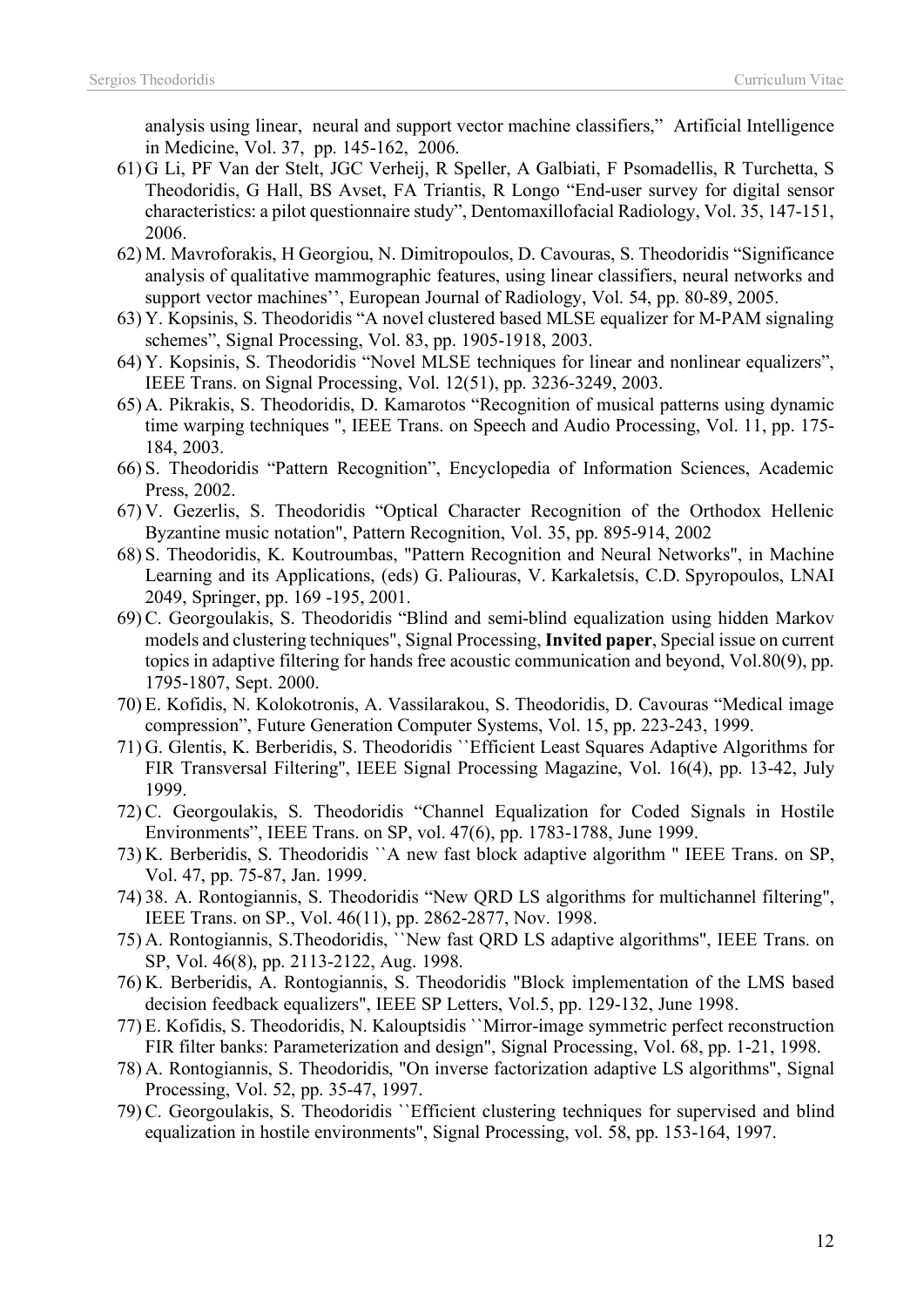analysis using linear, neural and support vector machine classifiers," Artificial Intelligence in Medicine, Vol. 37, pp. 145-162, 2006.

61) G Li, PF Van der Stelt, JGC Verheij, R Speller, A Galbiati, F Psomadellis, R Turchetta, S Theodoridis, G Hall, BS Avset, FA Triantis, R Longo "End-user survey for digital sensor characteristics: a pilot questionnaire study", Dentomaxillofacial Radiology, Vol. 35, 147-151, 2006.
62) M. Mavroforakis, H Georgiou, N. Dimitropoulos, D. Cavouras, S. Theodoridis "Significance analysis of qualitative mammographic features, using linear classifiers, neural networks and support vector machines'', European Journal of Radiology, Vol. 54, pp. 80-89, 2005.
63) Y. Kopsinis, S. Theodoridis "A novel clustered based MLSE equalizer for M-PAM signaling schemes", Signal Processing, Vol. 83, pp. 1905-1918, 2003.
64) Y. Kopsinis, S. Theodoridis "Novel MLSE techniques for linear and nonlinear equalizers", IEEE Trans. on Signal Processing, Vol. 12(51), pp. 3236-3249, 2003.
65) A. Pikrakis, S. Theodoridis, D. Kamarotos "Recognition of musical patterns using dynamic time warping techniques ", IEEE Trans. on Speech and Audio Processing, Vol. 11, pp. 175-184, 2003.
66) S. Theodoridis "Pattern Recognition", Encyclopedia of Information Sciences, Academic Press, 2002.
67) V. Gezerlis, S. Theodoridis "Optical Character Recognition of the Orthodox Hellenic Byzantine music notation", Pattern Recognition, Vol. 35, pp. 895-914, 2002
68) S. Theodoridis, K. Koutroumbas, "Pattern Recognition and Neural Networks", in Machine Learning and its Applications, (eds) G. Paliouras, V. Karkaletsis, C.D. Spyropoulos, LNAI 2049, Springer, pp. 169 -195, 2001.
69) C. Georgoulakis, S. Theodoridis "Blind and semi-blind equalization using hidden Markov models and clustering techniques", Signal Processing, **Invited paper**, Special issue on current topics in adaptive filtering for hands free acoustic communication and beyond, Vol.80(9), pp. 1795-1807, Sept. 2000.
70) E. Kofidis, N. Kolokotronis, A. Vassilarakou, S. Theodoridis, D. Cavouras "Medical image compression", Future Generation Computer Systems, Vol. 15, pp. 223-243, 1999.
71) G. Glentis, K. Berberidis, S. Theodoridis ``Efficient Least Squares Adaptive Algorithms for FIR Transversal Filtering", IEEE Signal Processing Magazine, Vol. 16(4), pp. 13-42, July 1999.
72) C. Georgoulakis, S. Theodoridis "Channel Equalization for Coded Signals in Hostile Environments", IEEE Trans. on SP, vol. 47(6), pp. 1783-1788, June 1999.
73) K. Berberidis, S. Theodoridis ``A new fast block adaptive algorithm " IEEE Trans. on SP, Vol. 47, pp. 75-87, Jan. 1999.
74) 38. A. Rontogiannis, S. Theodoridis "New QRD LS algorithms for multichannel filtering", IEEE Trans. on SP., Vol. 46(11), pp. 2862-2877, Nov. 1998.
75) A. Rontogiannis, S.Theodoridis, ``New fast QRD LS adaptive algorithms", IEEE Trans. on SP, Vol. 46(8), pp. 2113-2122, Aug. 1998.
76) K. Berberidis, A. Rontogiannis, S. Theodoridis "Block implementation of the LMS based decision feedback equalizers", IEEE SP Letters, Vol.5, pp. 129-132, June 1998.
77) E. Kofidis, S. Theodoridis, N. Kalouptsidis ``Mirror-image symmetric perfect reconstruction FIR filter banks: Parameterization and design", Signal Processing, Vol. 68, pp. 1-21, 1998.
78) A. Rontogiannis, S. Theodoridis, "On inverse factorization adaptive LS algorithms", Signal Processing, Vol. 52, pp. 35-47, 1997.
79) C. Georgoulakis, S. Theodoridis ``Efficient clustering techniques for supervised and blind equalization in hostile environments", Signal Processing, vol. 58, pp. 153-164, 1997.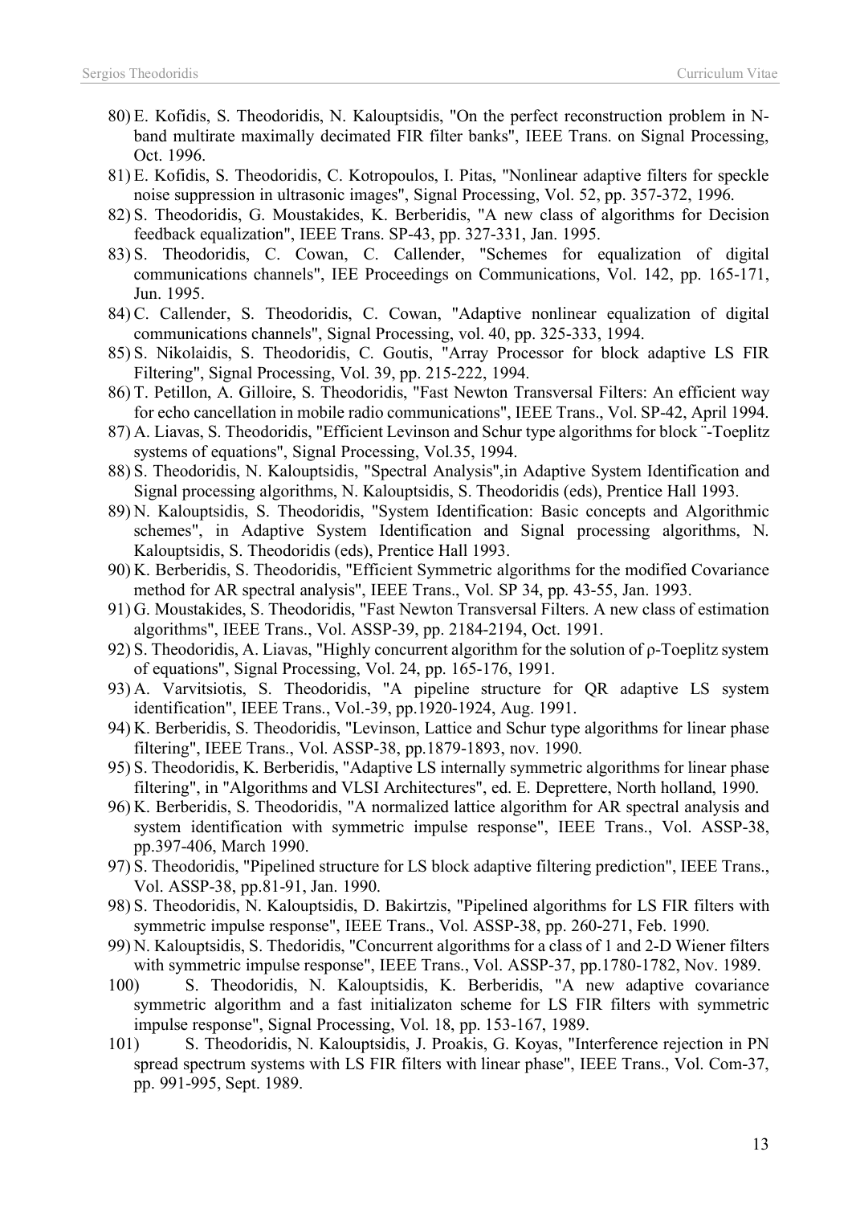80) E. Kofidis, S. Theodoridis, N. Kalouptsidis, "On the perfect reconstruction problem in N-band multirate maximally decimated FIR filter banks", IEEE Trans. on Signal Processing, Oct. 1996.
81) E. Kofidis, S. Theodoridis, C. Kotropoulos, I. Pitas, "Nonlinear adaptive filters for speckle noise suppression in ultrasonic images", Signal Processing, Vol. 52, pp. 357-372, 1996.
82) S. Theodoridis, G. Moustakides, K. Berberidis, "A new class of algorithms for Decision feedback equalization", IEEE Trans. SP-43, pp. 327-331, Jan. 1995.
83) S. Theodoridis, C. Cowan, C. Callender, "Schemes for equalization of digital communications channels", IEE Proceedings on Communications, Vol. 142, pp. 165-171, Jun. 1995.
84) C. Callender, S. Theodoridis, C. Cowan, "Adaptive nonlinear equalization of digital communications channels", Signal Processing, vol. 40, pp. 325-333, 1994.
85) S. Nikolaidis, S. Theodoridis, C. Goutis, "Array Processor for block adaptive LS FIR Filtering", Signal Processing, Vol. 39, pp. 215-222, 1994.
86) T. Petillon, A. Gilloire, S. Theodoridis, "Fast Newton Transversal Filters: An efficient way for echo cancellation in mobile radio communications", IEEE Trans., Vol. SP-42, April 1994.
87) A. Liavas, S. Theodoridis, "Efficient Levinson and Schur type algorithms for block ¨-Toeplitz systems of equations", Signal Processing, Vol.35, 1994.
88) S. Theodoridis, N. Kalouptsidis, "Spectral Analysis",in Adaptive System Identification and Signal processing algorithms, N. Kalouptsidis, S. Theodoridis (eds), Prentice Hall 1993.
89) N. Kalouptsidis, S. Theodoridis, "System Identification: Basic concepts and Algorithmic schemes", in Adaptive System Identification and Signal processing algorithms, N. Kalouptsidis, S. Theodoridis (eds), Prentice Hall 1993.
90) K. Berberidis, S. Theodoridis, "Efficient Symmetric algorithms for the modified Covariance method for AR spectral analysis", IEEE Trans., Vol. SP 34, pp. 43-55, Jan. 1993.
91) G. Moustakides, S. Theodoridis, "Fast Newton Transversal Filters. A new class of estimation algorithms", IEEE Trans., Vol. ASSP-39, pp. 2184-2194, Oct. 1991.
92) S. Theodoridis, A. Liavas, "Highly concurrent algorithm for the solution of ρ-Toeplitz system of equations", Signal Processing, Vol. 24, pp. 165-176, 1991.
93) A. Varvitsiotis, S. Theodoridis, "A pipeline structure for QR adaptive LS system identification", IEEE Trans., Vol.-39, pp.1920-1924, Aug. 1991.
94) K. Berberidis, S. Theodoridis, "Levinson, Lattice and Schur type algorithms for linear phase filtering", IEEE Trans., Vol. ASSP-38, pp.1879-1893, nov. 1990.
95) S. Theodoridis, K. Berberidis, "Adaptive LS internally symmetric algorithms for linear phase filtering", in "Algorithms and VLSI Architectures", ed. E. Deprettere, North holland, 1990.
96) K. Berberidis, S. Theodoridis, "A normalized lattice algorithm for AR spectral analysis and system identification with symmetric impulse response", IEEE Trans., Vol. ASSP-38, pp.397-406, March 1990.
97) S. Theodoridis, "Pipelined structure for LS block adaptive filtering prediction", IEEE Trans., Vol. ASSP-38, pp.81-91, Jan. 1990.
98) S. Theodoridis, N. Kalouptsidis, D. Bakirtzis, "Pipelined algorithms for LS FIR filters with symmetric impulse response", IEEE Trans., Vol. ASSP-38, pp. 260-271, Feb. 1990.
99) N. Kalouptsidis, S. Thedoridis, "Concurrent algorithms for a class of 1 and 2-D Wiener filters with symmetric impulse response", IEEE Trans., Vol. ASSP-37, pp.1780-1782, Nov. 1989.
100) S. Theodoridis, N. Kalouptsidis, K. Berberidis, "A new adaptive covariance symmetric algorithm and a fast initializaton scheme for LS FIR filters with symmetric impulse response", Signal Processing, Vol. 18, pp. 153-167, 1989.
101) S. Theodoridis, N. Kalouptsidis, J. Proakis, G. Koyas, "Interference rejection in PN spread spectrum systems with LS FIR filters with linear phase", IEEE Trans., Vol. Com-37, pp. 991-995, Sept. 1989.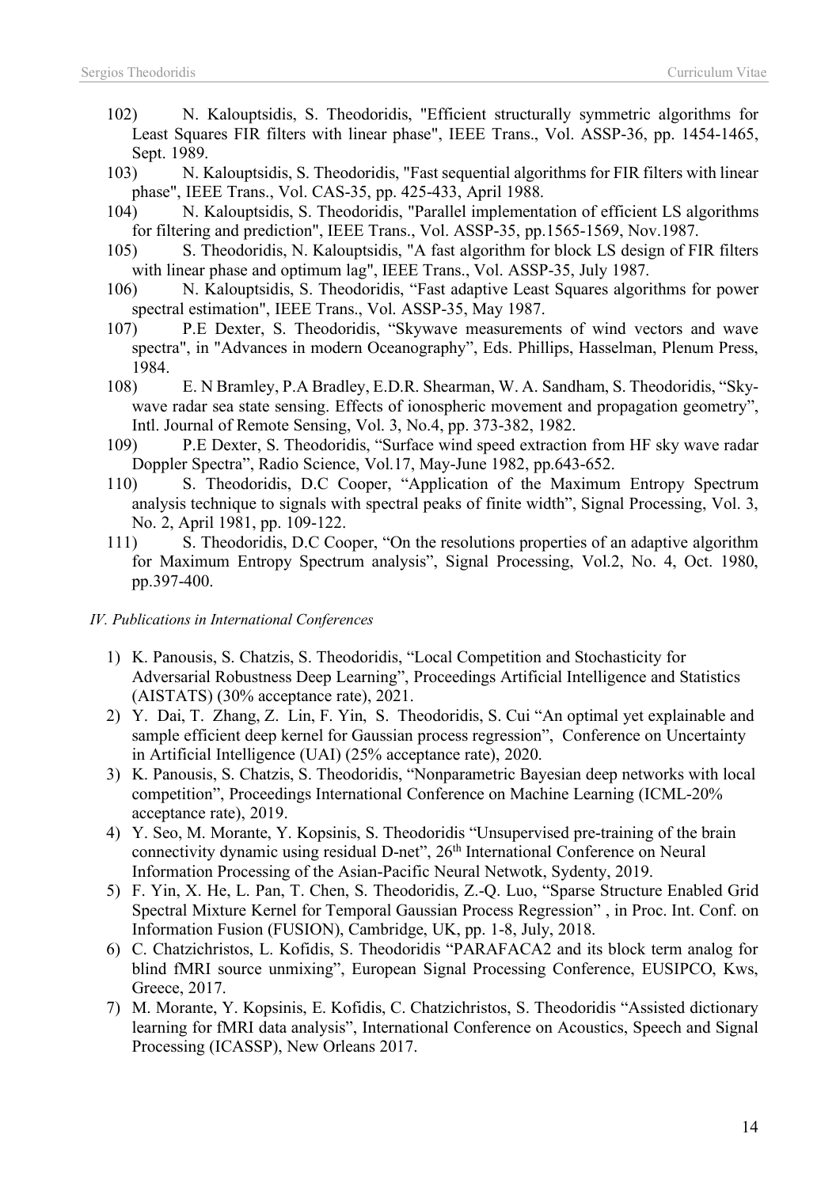102) N. Kalouptsidis, S. Theodoridis, "Efficient structurally symmetric algorithms for Least Squares FIR filters with linear phase", IEEE Trans., Vol. ASSP-36, pp. 1454-1465, Sept. 1989.

103) N. Kalouptsidis, S. Theodoridis, "Fast sequential algorithms for FIR filters with linear phase", IEEE Trans., Vol. CAS-35, pp. 425-433, April 1988.

104) N. Kalouptsidis, S. Theodoridis, "Parallel implementation of efficient LS algorithms for filtering and prediction", IEEE Trans., Vol. ASSP-35, pp.1565-1569, Nov.1987.

105) S. Theodoridis, N. Kalouptsidis, "A fast algorithm for block LS design of FIR filters with linear phase and optimum lag", IEEE Trans., Vol. ASSP-35, July 1987.

106) N. Kalouptsidis, S. Theodoridis, "Fast adaptive Least Squares algorithms for power spectral estimation", IEEE Trans., Vol. ASSP-35, May 1987.

107) P.E Dexter, S. Theodoridis, "Skywave measurements of wind vectors and wave spectra", in "Advances in modern Oceanography", Eds. Phillips, Hasselman, Plenum Press, 1984.

108) E. N Bramley, P.A Bradley, E.D.R. Shearman, W. A. Sandham, S. Theodoridis, "Sky-wave radar sea state sensing. Effects of ionospheric movement and propagation geometry", Intl. Journal of Remote Sensing, Vol. 3, No.4, pp. 373-382, 1982.

109) P.E Dexter, S. Theodoridis, "Surface wind speed extraction from HF sky wave radar Doppler Spectra", Radio Science, Vol.17, May-June 1982, pp.643-652.

110) S. Theodoridis, D.C Cooper, "Application of the Maximum Entropy Spectrum analysis technique to signals with spectral peaks of finite width", Signal Processing, Vol. 3, No. 2, April 1981, pp. 109-122.

111) S. Theodoridis, D.C Cooper, "On the resolutions properties of an adaptive algorithm for Maximum Entropy Spectrum analysis", Signal Processing, Vol.2, No. 4, Oct. 1980, pp.397-400.

*IV. Publications in International Conferences*

1) K. Panousis, S. Chatzis, S. Theodoridis, "Local Competition and Stochasticity for Adversarial Robustness Deep Learning", Proceedings Artificial Intelligence and Statistics (AISTATS) (30% acceptance rate), 2021.
2) Y. Dai, T. Zhang, Z. Lin, F. Yin, S. Theodoridis, S. Cui "An optimal yet explainable and sample efficient deep kernel for Gaussian process regression", Conference on Uncertainty in Artificial Intelligence (UAI) (25% acceptance rate), 2020.
3) K. Panousis, S. Chatzis, S. Theodoridis, "Nonparametric Bayesian deep networks with local competition", Proceedings International Conference on Machine Learning (ICML-20% acceptance rate), 2019.
4) Y. Seo, M. Morante, Y. Kopsinis, S. Theodoridis "Unsupervised pre-training of the brain connectivity dynamic using residual D-net", 26th International Conference on Neural Information Processing of the Asian-Pacific Neural Netwotk, Sydenty, 2019.
5) F. Yin, X. He, L. Pan, T. Chen, S. Theodoridis, Z.-Q. Luo, "Sparse Structure Enabled Grid Spectral Mixture Kernel for Temporal Gaussian Process Regression" , in Proc. Int. Conf. on Information Fusion (FUSION), Cambridge, UK, pp. 1-8, July, 2018.
6) C. Chatzichristos, L. Kofidis, S. Theodoridis "PARAFACA2 and its block term analog for blind fMRI source unmixing", European Signal Processing Conference, EUSIPCO, Kws, Greece, 2017.
7) M. Morante, Y. Kopsinis, E. Kofidis, C. Chatzichristos, S. Theodoridis "Assisted dictionary learning for fMRI data analysis", International Conference on Acoustics, Speech and Signal Processing (ICASSP), New Orleans 2017.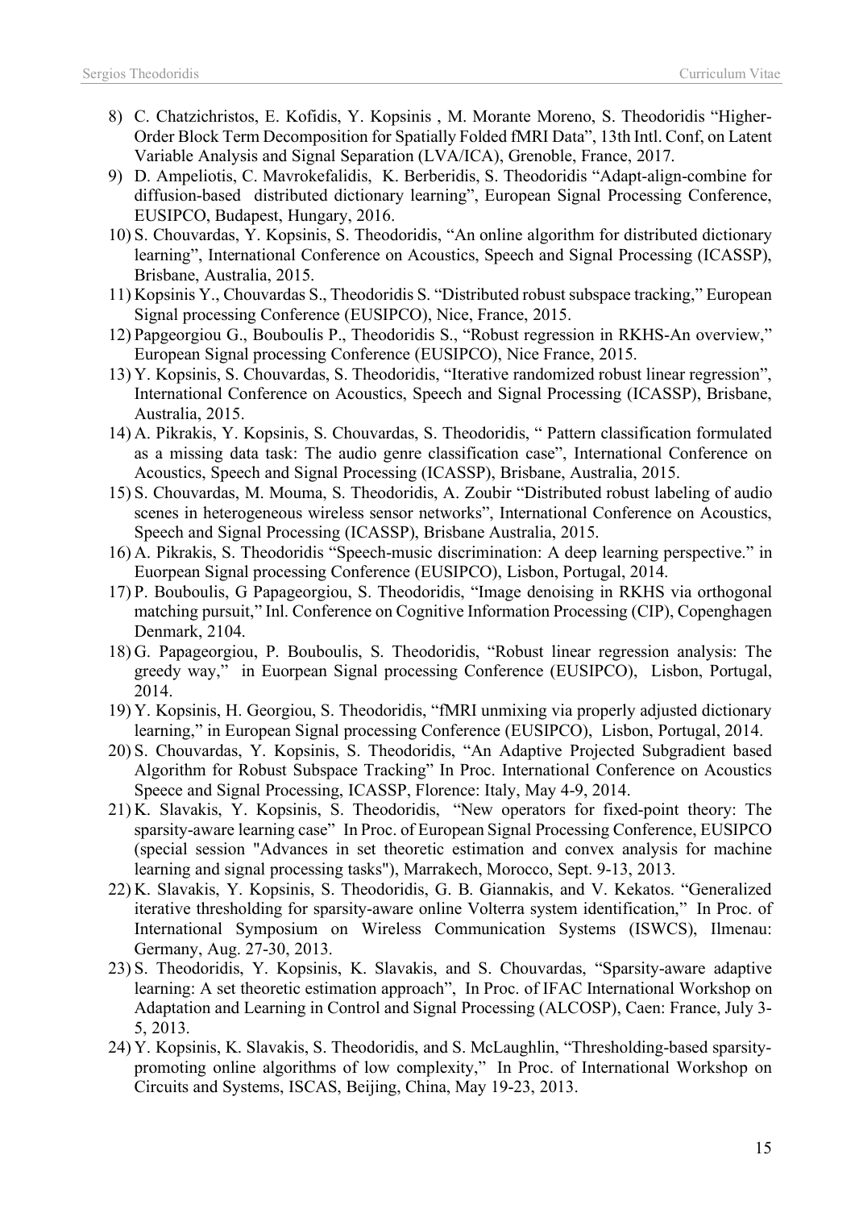8) C. Chatzichristos, E. Kofidis, Y. Kopsinis , M. Morante Moreno, S. Theodoridis “Higher-Order Block Term Decomposition for Spatially Folded fMRI Data”, 13th Intl. Conf, on Latent Variable Analysis and Signal Separation (LVA/ICA), Grenoble, France, 2017.
9) D. Ampeliotis, C. Mavrokefalidis, K. Berberidis, S. Theodoridis “Adapt-align-combine for diffusion-based distributed dictionary learning”, European Signal Processing Conference, EUSIPCO, Budapest, Hungary, 2016.
10) S. Chouvardas, Y. Kopsinis, S. Theodoridis, “An online algorithm for distributed dictionary learning”, International Conference on Acoustics, Speech and Signal Processing (ICASSP), Brisbane, Australia, 2015.
11) Kopsinis Y., Chouvardas S., Theodoridis S. “Distributed robust subspace tracking,” European Signal processing Conference (EUSIPCO), Nice, France, 2015.
12) Papgeorgiou G., Bouboulis P., Theodoridis S., “Robust regression in RKHS-An overview,” European Signal processing Conference (EUSIPCO), Nice France, 2015.
13) Y. Kopsinis, S. Chouvardas, S. Theodoridis, “Iterative randomized robust linear regression”, International Conference on Acoustics, Speech and Signal Processing (ICASSP), Brisbane, Australia, 2015.
14) A. Pikrakis, Y. Kopsinis, S. Chouvardas, S. Theodoridis, “ Pattern classification formulated as a missing data task: The audio genre classification case”, International Conference on Acoustics, Speech and Signal Processing (ICASSP), Brisbane, Australia, 2015.
15) S. Chouvardas, M. Mouma, S. Theodoridis, A. Zoubir “Distributed robust labeling of audio scenes in heterogeneous wireless sensor networks”, International Conference on Acoustics, Speech and Signal Processing (ICASSP), Brisbane Australia, 2015.
16) A. Pikrakis, S. Theodoridis “Speech-music discrimination: A deep learning perspective.” in Euorpean Signal processing Conference (EUSIPCO), Lisbon, Portugal, 2014.
17) P. Bouboulis, G Papageorgiou, S. Theodoridis, “Image denoising in RKHS via orthogonal matching pursuit,” Inl. Conference on Cognitive Information Processing (CIP), Copenghagen Denmark, 2104.
18) G. Papageorgiou, P. Bouboulis, S. Theodoridis, “Robust linear regression analysis: The greedy way,” in Euorpean Signal processing Conference (EUSIPCO), Lisbon, Portugal, 2014.
19) Y. Kopsinis, H. Georgiou, S. Theodoridis, “fMRI unmixing via properly adjusted dictionary learning,” in European Signal processing Conference (EUSIPCO), Lisbon, Portugal, 2014.
20) S. Chouvardas, Y. Kopsinis, S. Theodoridis, “An Adaptive Projected Subgradient based Algorithm for Robust Subspace Tracking” In Proc. International Conference on Acoustics Speece and Signal Processing, ICASSP, Florence: Italy, May 4-9, 2014.
21) K. Slavakis, Y. Kopsinis, S. Theodoridis, “New operators for fixed-point theory: The sparsity-aware learning case” In Proc. of European Signal Processing Conference, EUSIPCO (special session "Advances in set theoretic estimation and convex analysis for machine learning and signal processing tasks"), Marrakech, Morocco, Sept. 9-13, 2013.
22) K. Slavakis, Y. Kopsinis, S. Theodoridis, G. B. Giannakis, and V. Kekatos. “Generalized iterative thresholding for sparsity-aware online Volterra system identification,” In Proc. of International Symposium on Wireless Communication Systems (ISWCS), Ilmenau: Germany, Aug. 27-30, 2013.
23) S. Theodoridis, Y. Kopsinis, K. Slavakis, and S. Chouvardas, “Sparsity-aware adaptive learning: A set theoretic estimation approach”, In Proc. of IFAC International Workshop on Adaptation and Learning in Control and Signal Processing (ALCOSP), Caen: France, July 3-5, 2013.
24) Y. Kopsinis, K. Slavakis, S. Theodoridis, and S. McLaughlin, “Thresholding-based sparsity-promoting online algorithms of low complexity,” In Proc. of International Workshop on Circuits and Systems, ISCAS, Beijing, China, May 19-23, 2013.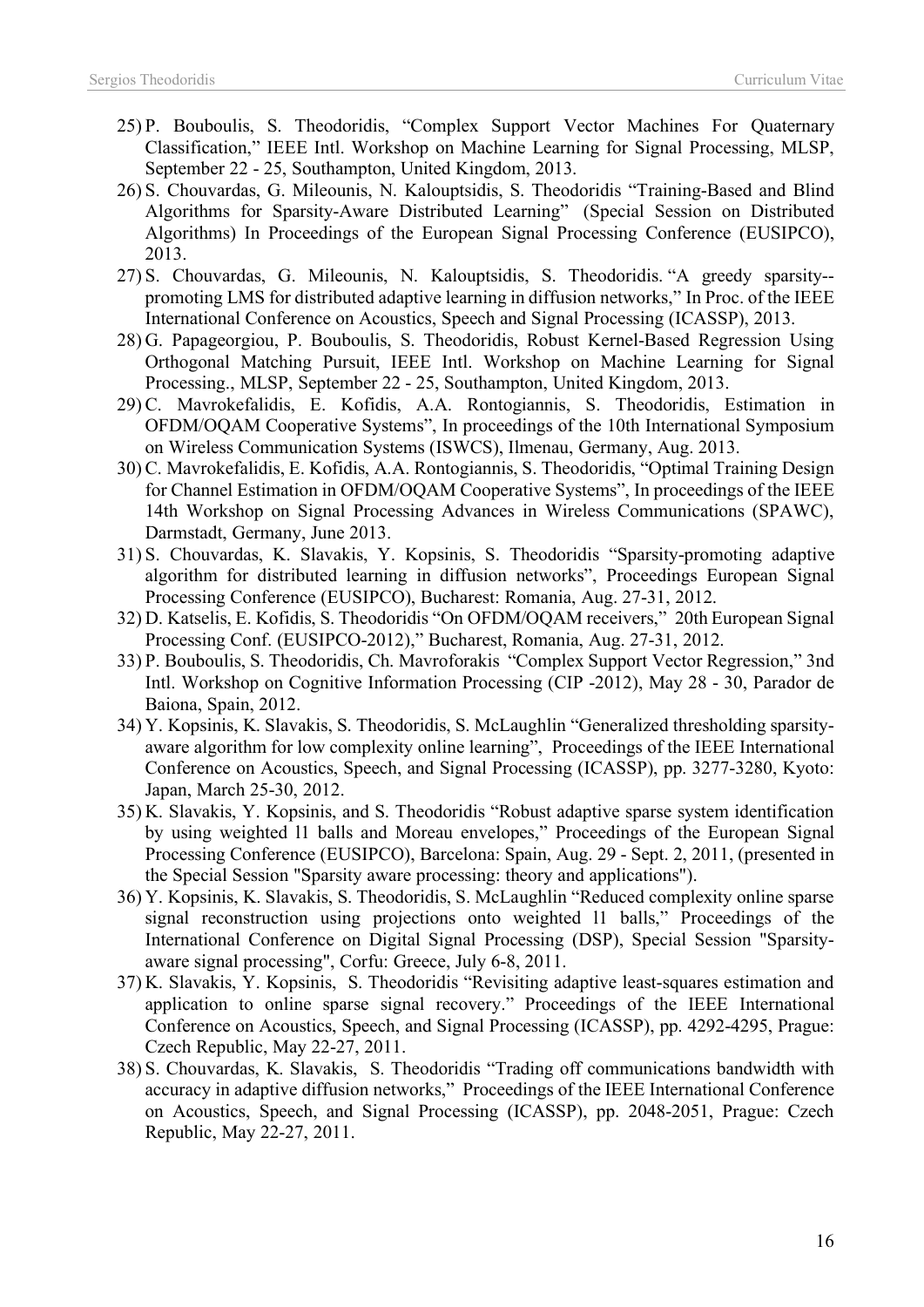25) P. Bouboulis, S. Theodoridis, "Complex Support Vector Machines For Quaternary Classification," IEEE Intl. Workshop on Machine Learning for Signal Processing, MLSP, September 22 - 25, Southampton, United Kingdom, 2013.

26) S. Chouvardas, G. Mileounis, N. Kalouptsidis, S. Theodoridis "Training-Based and Blind Algorithms for Sparsity-Aware Distributed Learning" (Special Session on Distributed Algorithms) In Proceedings of the European Signal Processing Conference (EUSIPCO), 2013.

27) S. Chouvardas, G. Mileounis, N. Kalouptsidis, S. Theodoridis. "A greedy sparsity--promoting LMS for distributed adaptive learning in diffusion networks," In Proc. of the IEEE International Conference on Acoustics, Speech and Signal Processing (ICASSP), 2013.

28) G. Papageorgiou, P. Bouboulis, S. Theodoridis, Robust Kernel-Based Regression Using Orthogonal Matching Pursuit, IEEE Intl. Workshop on Machine Learning for Signal Processing., MLSP, September 22 - 25, Southampton, United Kingdom, 2013.

29) C. Mavrokefalidis, E. Kofidis, A.A. Rontogiannis, S. Theodoridis, Estimation in OFDM/OQAM Cooperative Systems", In proceedings of the 10th International Symposium on Wireless Communication Systems (ISWCS), Ilmenau, Germany, Aug. 2013.

30) C. Mavrokefalidis, E. Kofidis, A.A. Rontogiannis, S. Theodoridis, "Optimal Training Design for Channel Estimation in OFDM/OQAM Cooperative Systems", In proceedings of the IEEE 14th Workshop on Signal Processing Advances in Wireless Communications (SPAWC), Darmstadt, Germany, June 2013.

31) S. Chouvardas, K. Slavakis, Y. Kopsinis, S. Theodoridis "Sparsity-promoting adaptive algorithm for distributed learning in diffusion networks", Proceedings European Signal Processing Conference (EUSIPCO), Bucharest: Romania, Aug. 27-31, 2012.

32) D. Katselis, E. Kofidis, S. Theodoridis "On OFDM/OQAM receivers," 20th European Signal Processing Conf. (EUSIPCO-2012)," Bucharest, Romania, Aug. 27-31, 2012.

33) P. Bouboulis, S. Theodoridis, Ch. Mavroforakis "Complex Support Vector Regression," 3nd Intl. Workshop on Cognitive Information Processing (CIP -2012), May 28 - 30, Parador de Baiona, Spain, 2012.

34) Y. Kopsinis, K. Slavakis, S. Theodoridis, S. McLaughlin "Generalized thresholding sparsity-aware algorithm for low complexity online learning", Proceedings of the IEEE International Conference on Acoustics, Speech, and Signal Processing (ICASSP), pp. 3277-3280, Kyoto: Japan, March 25-30, 2012.

35) K. Slavakis, Y. Kopsinis, and S. Theodoridis "Robust adaptive sparse system identification by using weighted l1 balls and Moreau envelopes," Proceedings of the European Signal Processing Conference (EUSIPCO), Barcelona: Spain, Aug. 29 - Sept. 2, 2011, (presented in the Special Session "Sparsity aware processing: theory and applications").

36) Y. Kopsinis, K. Slavakis, S. Theodoridis, S. McLaughlin "Reduced complexity online sparse signal reconstruction using projections onto weighted l1 balls," Proceedings of the International Conference on Digital Signal Processing (DSP), Special Session "Sparsity-aware signal processing", Corfu: Greece, July 6-8, 2011.

37) K. Slavakis, Y. Kopsinis, S. Theodoridis "Revisiting adaptive least-squares estimation and application to online sparse signal recovery." Proceedings of the IEEE International Conference on Acoustics, Speech, and Signal Processing (ICASSP), pp. 4292-4295, Prague: Czech Republic, May 22-27, 2011.

38) S. Chouvardas, K. Slavakis, S. Theodoridis "Trading off communications bandwidth with accuracy in adaptive diffusion networks," Proceedings of the IEEE International Conference on Acoustics, Speech, and Signal Processing (ICASSP), pp. 2048-2051, Prague: Czech Republic, May 22-27, 2011.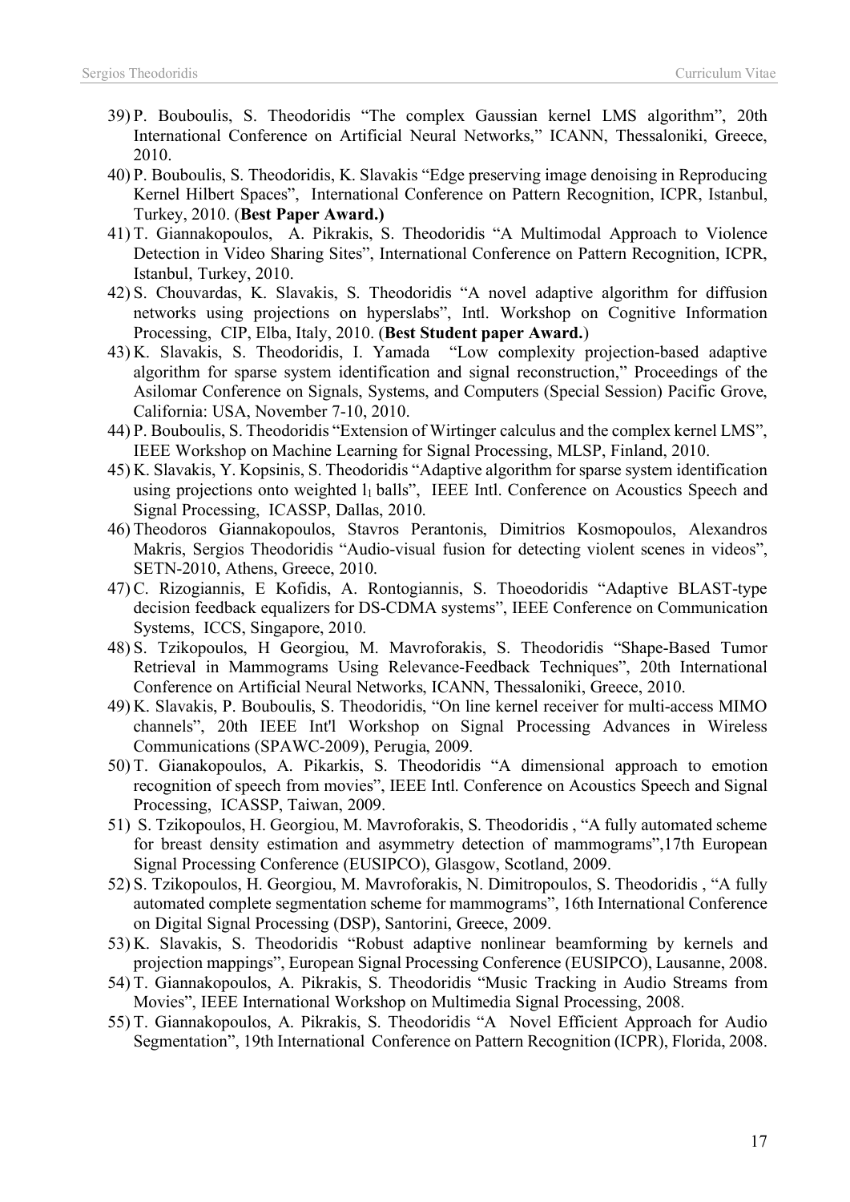39) P. Bouboulis, S. Theodoridis "The complex Gaussian kernel LMS algorithm", 20th International Conference on Artificial Neural Networks," ICANN, Thessaloniki, Greece, 2010.
40) P. Bouboulis, S. Theodoridis, K. Slavakis "Edge preserving image denoising in Reproducing Kernel Hilbert Spaces", International Conference on Pattern Recognition, ICPR, Istanbul, Turkey, 2010. (**Best Paper Award.)**
41) T. Giannakopoulos, A. Pikrakis, S. Theodoridis "A Multimodal Approach to Violence Detection in Video Sharing Sites", International Conference on Pattern Recognition, ICPR, Istanbul, Turkey, 2010.
42) S. Chouvardas, K. Slavakis, S. Theodoridis "A novel adaptive algorithm for diffusion networks using projections on hyperslabs", Intl. Workshop on Cognitive Information Processing, CIP, Elba, Italy, 2010. (**Best Student paper Award.**)
43) K. Slavakis, S. Theodoridis, I. Yamada "Low complexity projection-based adaptive algorithm for sparse system identification and signal reconstruction," Proceedings of the Asilomar Conference on Signals, Systems, and Computers (Special Session) Pacific Grove, California: USA, November 7-10, 2010.
44) P. Bouboulis, S. Theodoridis "Extension of Wirtinger calculus and the complex kernel LMS", IEEE Workshop on Machine Learning for Signal Processing, MLSP, Finland, 2010.
45) K. Slavakis, Y. Kopsinis, S. Theodoridis "Adaptive algorithm for sparse system identification using projections onto weighted $l_1$ balls", IEEE Intl. Conference on Acoustics Speech and Signal Processing, ICASSP, Dallas, 2010.
46) Theodoros Giannakopoulos, Stavros Perantonis, Dimitrios Kosmopoulos, Alexandros Makris, Sergios Theodoridis "Audio-visual fusion for detecting violent scenes in videos", SETN-2010, Athens, Greece, 2010.
47) C. Rizogiannis, E Kofidis, A. Rontogiannis, S. Thoeodoridis "Adaptive BLAST-type decision feedback equalizers for DS-CDMA systems", IEEE Conference on Communication Systems, ICCS, Singapore, 2010.
48) S. Tzikopoulos, H Georgiou, M. Mavroforakis, S. Theodoridis "Shape-Based Tumor Retrieval in Mammograms Using Relevance-Feedback Techniques", 20th International Conference on Artificial Neural Networks, ICANN, Thessaloniki, Greece, 2010.
49) K. Slavakis, P. Bouboulis, S. Theodoridis, "On line kernel receiver for multi-access MIMO channels", 20th IEEE Int'l Workshop on Signal Processing Advances in Wireless Communications (SPAWC-2009), Perugia, 2009.
50) T. Gianakopoulos, A. Pikarkis, S. Theodoridis "A dimensional approach to emotion recognition of speech from movies", IEEE Intl. Conference on Acoustics Speech and Signal Processing, ICASSP, Taiwan, 2009.
51) S. Tzikopoulos, H. Georgiou, M. Mavroforakis, S. Theodoridis , "A fully automated scheme for breast density estimation and asymmetry detection of mammograms",17th European Signal Processing Conference (EUSIPCO), Glasgow, Scotland, 2009.
52) S. Tzikopoulos, H. Georgiou, M. Mavroforakis, N. Dimitropoulos, S. Theodoridis , "A fully automated complete segmentation scheme for mammograms", 16th International Conference on Digital Signal Processing (DSP), Santorini, Greece, 2009.
53) K. Slavakis, S. Theodoridis "Robust adaptive nonlinear beamforming by kernels and projection mappings", European Signal Processing Conference (EUSIPCO), Lausanne, 2008.
54) T. Giannakopoulos, A. Pikrakis, S. Theodoridis "Music Tracking in Audio Streams from Movies", IEEE International Workshop on Multimedia Signal Processing, 2008.
55) T. Giannakopoulos, A. Pikrakis, S. Theodoridis "A Novel Efficient Approach for Audio Segmentation", 19th International Conference on Pattern Recognition (ICPR), Florida, 2008.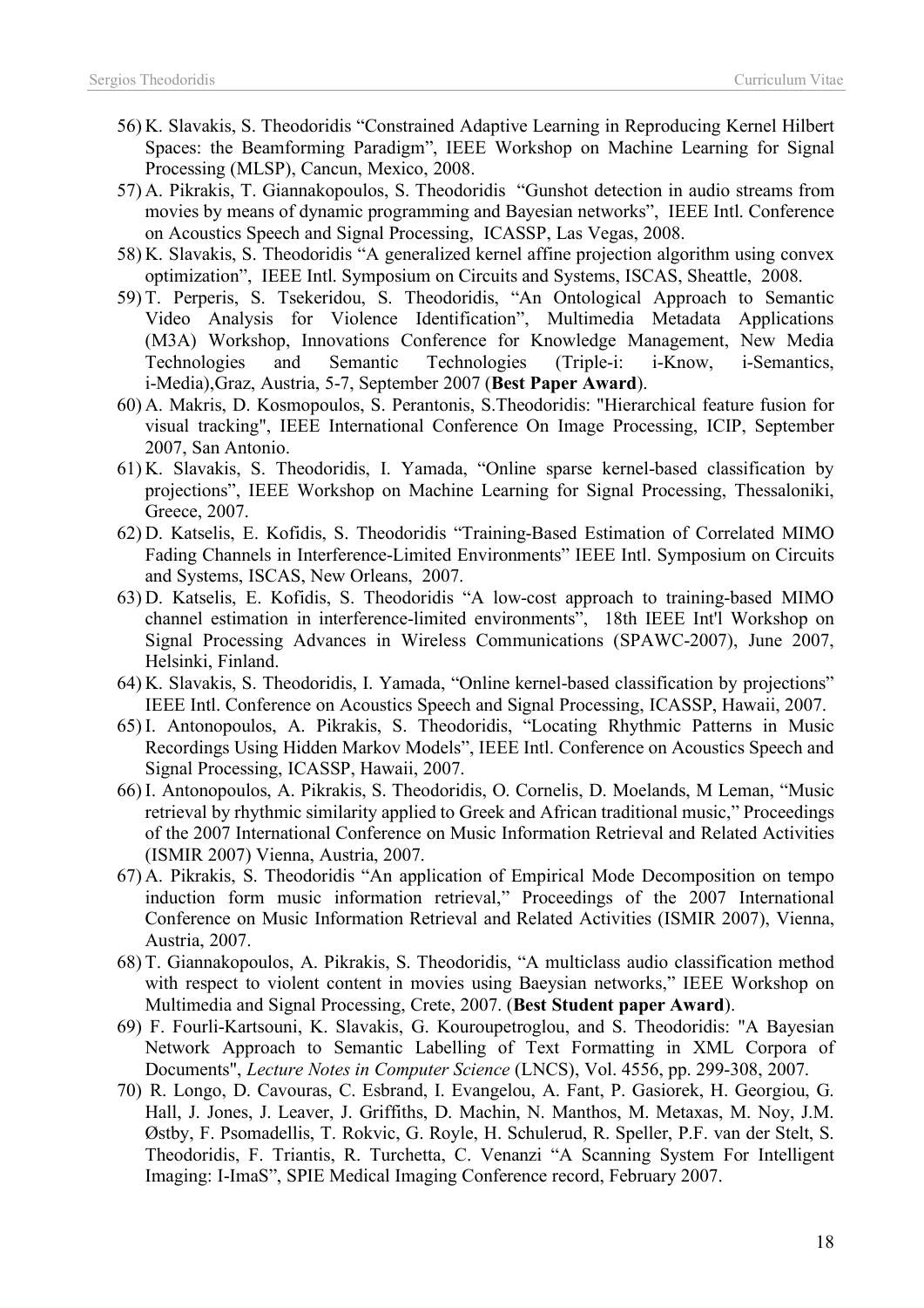56) K. Slavakis, S. Theodoridis "Constrained Adaptive Learning in Reproducing Kernel Hilbert Spaces: the Beamforming Paradigm", IEEE Workshop on Machine Learning for Signal Processing (MLSP), Cancun, Mexico, 2008.

57) A. Pikrakis, T. Giannakopoulos, S. Theodoridis "Gunshot detection in audio streams from movies by means of dynamic programming and Bayesian networks", IEEE Intl. Conference on Acoustics Speech and Signal Processing, ICASSP, Las Vegas, 2008.

58) K. Slavakis, S. Theodoridis "A generalized kernel affine projection algorithm using convex optimization", IEEE Intl. Symposium on Circuits and Systems, ISCAS, Sheattle, 2008.

59) T. Perperis, S. Tsekeridou, S. Theodoridis, "An Ontological Approach to Semantic Video Analysis for Violence Identification", Multimedia Metadata Applications (M3A) Workshop, Innovations Conference for Knowledge Management, New Media Technologies and Semantic Technologies (Triple-i: i-Know, i-Semantics, i-Media),Graz, Austria, 5-7, September 2007 (**Best Paper Award**).

60) A. Makris, D. Kosmopoulos, S. Perantonis, S.Theodoridis: "Hierarchical feature fusion for visual tracking", IEEE International Conference On Image Processing, ICIP, September 2007, San Antonio.

61) K. Slavakis, S. Theodoridis, I. Yamada, "Online sparse kernel-based classification by projections", IEEE Workshop on Machine Learning for Signal Processing, Thessaloniki, Greece, 2007.

62) D. Katselis, E. Kofidis, S. Theodoridis "Training-Based Estimation of Correlated MIMO Fading Channels in Interference-Limited Environments" IEEE Intl. Symposium on Circuits and Systems, ISCAS, New Orleans, 2007.

63) D. Katselis, E. Kofidis, S. Theodoridis "A low-cost approach to training-based MIMO channel estimation in interference-limited environments", 18th IEEE Int'l Workshop on Signal Processing Advances in Wireless Communications (SPAWC-2007), June 2007, Helsinki, Finland.

64) K. Slavakis, S. Theodoridis, I. Yamada, "Online kernel-based classification by projections" IEEE Intl. Conference on Acoustics Speech and Signal Processing, ICASSP, Hawaii, 2007.

65) I. Antonopoulos, A. Pikrakis, S. Theodoridis, "Locating Rhythmic Patterns in Music Recordings Using Hidden Markov Models", IEEE Intl. Conference on Acoustics Speech and Signal Processing, ICASSP, Hawaii, 2007.

66) I. Antonopoulos, A. Pikrakis, S. Theodoridis, O. Cornelis, D. Moelands, M Leman, "Music retrieval by rhythmic similarity applied to Greek and African traditional music," Proceedings of the 2007 International Conference on Music Information Retrieval and Related Activities (ISMIR 2007) Vienna, Austria, 2007.

67) A. Pikrakis, S. Theodoridis "An application of Empirical Mode Decomposition on tempo induction form music information retrieval," Proceedings of the 2007 International Conference on Music Information Retrieval and Related Activities (ISMIR 2007), Vienna, Austria, 2007.

68) T. Giannakopoulos, A. Pikrakis, S. Theodoridis, "A multiclass audio classification method with respect to violent content in movies using Baeysian networks," IEEE Workshop on Multimedia and Signal Processing, Crete, 2007. (**Best Student paper Award**).

69) F. Fourli-Kartsouni, K. Slavakis, G. Kouroupetroglou, and S. Theodoridis: "A Bayesian Network Approach to Semantic Labelling of Text Formatting in XML Corpora of Documents", *Lecture Notes in Computer Science* (LNCS), Vol. 4556, pp. 299-308, 2007.

70) R. Longo, D. Cavouras, C. Esbrand, I. Evangelou, A. Fant, P. Gasiorek, H. Georgiou, G. Hall, J. Jones, J. Leaver, J. Griffiths, D. Machin, N. Manthos, M. Metaxas, M. Noy, J.M. Østby, F. Psomadellis, T. Rokvic, G. Royle, H. Schulerud, R. Speller, P.F. van der Stelt, S. Theodoridis, F. Triantis, R. Turchetta, C. Venanzi "A Scanning System For Intelligent Imaging: I-ImaS", SPIE Medical Imaging Conference record, February 2007.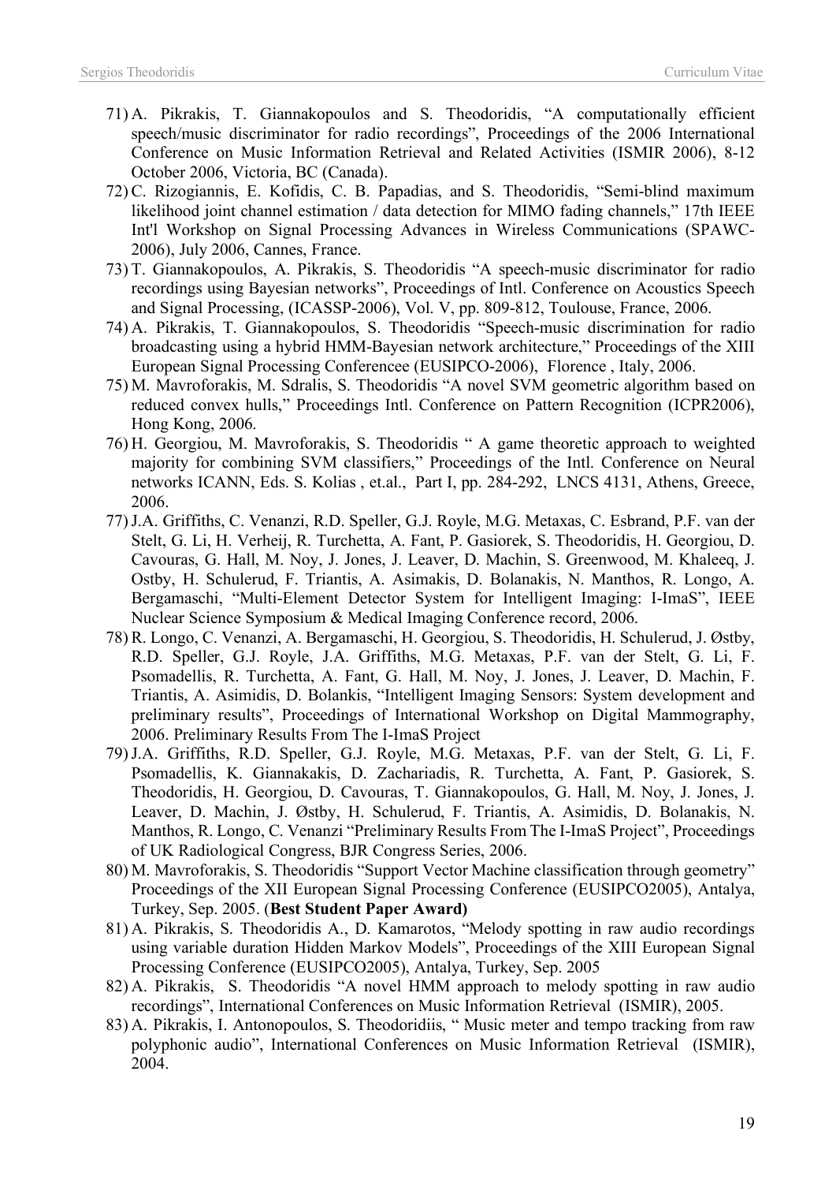71) A. Pikrakis, T. Giannakopoulos and S. Theodoridis, “A computationally efficient speech/music discriminator for radio recordings”, Proceedings of the 2006 International Conference on Music Information Retrieval and Related Activities (ISMIR 2006), 8-12 October 2006, Victoria, BC (Canada).
72) C. Rizogiannis, E. Kofidis, C. B. Papadias, and S. Theodoridis, “Semi-blind maximum likelihood joint channel estimation / data detection for MIMO fading channels,” 17th IEEE Int'l Workshop on Signal Processing Advances in Wireless Communications (SPAWC-2006), July 2006, Cannes, France.
73) T. Giannakopoulos, A. Pikrakis, S. Theodoridis “A speech-music discriminator for radio recordings using Bayesian networks”, Proceedings of Intl. Conference on Acoustics Speech and Signal Processing, (ICASSP-2006), Vol. V, pp. 809-812, Toulouse, France, 2006.
74) A. Pikrakis, T. Giannakopoulos, S. Theodoridis “Speech-music discrimination for radio broadcasting using a hybrid HMM-Bayesian network architecture,” Proceedings of the XIII European Signal Processing Conferencee (EUSIPCO-2006), Florence , Italy, 2006.
75) M. Mavroforakis, M. Sdralis, S. Theodoridis “A novel SVM geometric algorithm based on reduced convex hulls,” Proceedings Intl. Conference on Pattern Recognition (ICPR2006), Hong Kong, 2006.
76) H. Georgiou, M. Mavroforakis, S. Theodoridis “ A game theoretic approach to weighted majority for combining SVM classifiers,” Proceedings of the Intl. Conference on Neural networks ICANN, Eds. S. Kolias , et.al., Part I, pp. 284-292, LNCS 4131, Athens, Greece, 2006.
77) J.A. Griffiths, C. Venanzi, R.D. Speller, G.J. Royle, M.G. Metaxas, C. Esbrand, P.F. van der Stelt, G. Li, H. Verheij, R. Turchetta, A. Fant, P. Gasiorek, S. Theodoridis, H. Georgiou, D. Cavouras, G. Hall, M. Noy, J. Jones, J. Leaver, D. Machin, S. Greenwood, M. Khaleeq, J. Ostby, H. Schulerud, F. Triantis, A. Asimakis, D. Bolanakis, N. Manthos, R. Longo, A. Bergamaschi, “Multi-Element Detector System for Intelligent Imaging: I-ImaS”, IEEE Nuclear Science Symposium & Medical Imaging Conference record, 2006.
78) R. Longo, C. Venanzi, A. Bergamaschi, H. Georgiou, S. Theodoridis, H. Schulerud, J. Østby, R.D. Speller, G.J. Royle, J.A. Griffiths, M.G. Metaxas, P.F. van der Stelt, G. Li, F. Psomadellis, R. Turchetta, A. Fant, G. Hall, M. Noy, J. Jones, J. Leaver, D. Machin, F. Triantis, A. Asimidis, D. Bolankis, “Intelligent Imaging Sensors: System development and preliminary results”, Proceedings of International Workshop on Digital Mammography, 2006. Preliminary Results From The I-ImaS Project
79) J.A. Griffiths, R.D. Speller, G.J. Royle, M.G. Metaxas, P.F. van der Stelt, G. Li, F. Psomadellis, K. Giannakakis, D. Zachariadis, R. Turchetta, A. Fant, P. Gasiorek, S. Theodoridis, H. Georgiou, D. Cavouras, T. Giannakopoulos, G. Hall, M. Noy, J. Jones, J. Leaver, D. Machin, J. Østby, H. Schulerud, F. Triantis, A. Asimidis, D. Bolanakis, N. Manthos, R. Longo, C. Venanzi “Preliminary Results From The I-ImaS Project”, Proceedings of UK Radiological Congress, BJR Congress Series, 2006.
80) M. Mavroforakis, S. Theodoridis “Support Vector Machine classification through geometry” Proceedings of the XII European Signal Processing Conference (EUSIPCO2005), Antalya, Turkey, Sep. 2005. (**Best Student Paper Award)**
81) A. Pikrakis, S. Theodoridis A., D. Kamarotos, “Melody spotting in raw audio recordings using variable duration Hidden Markov Models”, Proceedings of the XIII European Signal Processing Conference (EUSIPCO2005), Antalya, Turkey, Sep. 2005
82) A. Pikrakis, S. Theodoridis “A novel HMM approach to melody spotting in raw audio recordings”, International Conferences on Music Information Retrieval (ISMIR), 2005.
83) A. Pikrakis, I. Antonopoulos, S. Theodoridiis, “ Music meter and tempo tracking from raw polyphonic audio”, International Conferences on Music Information Retrieval (ISMIR), 2004.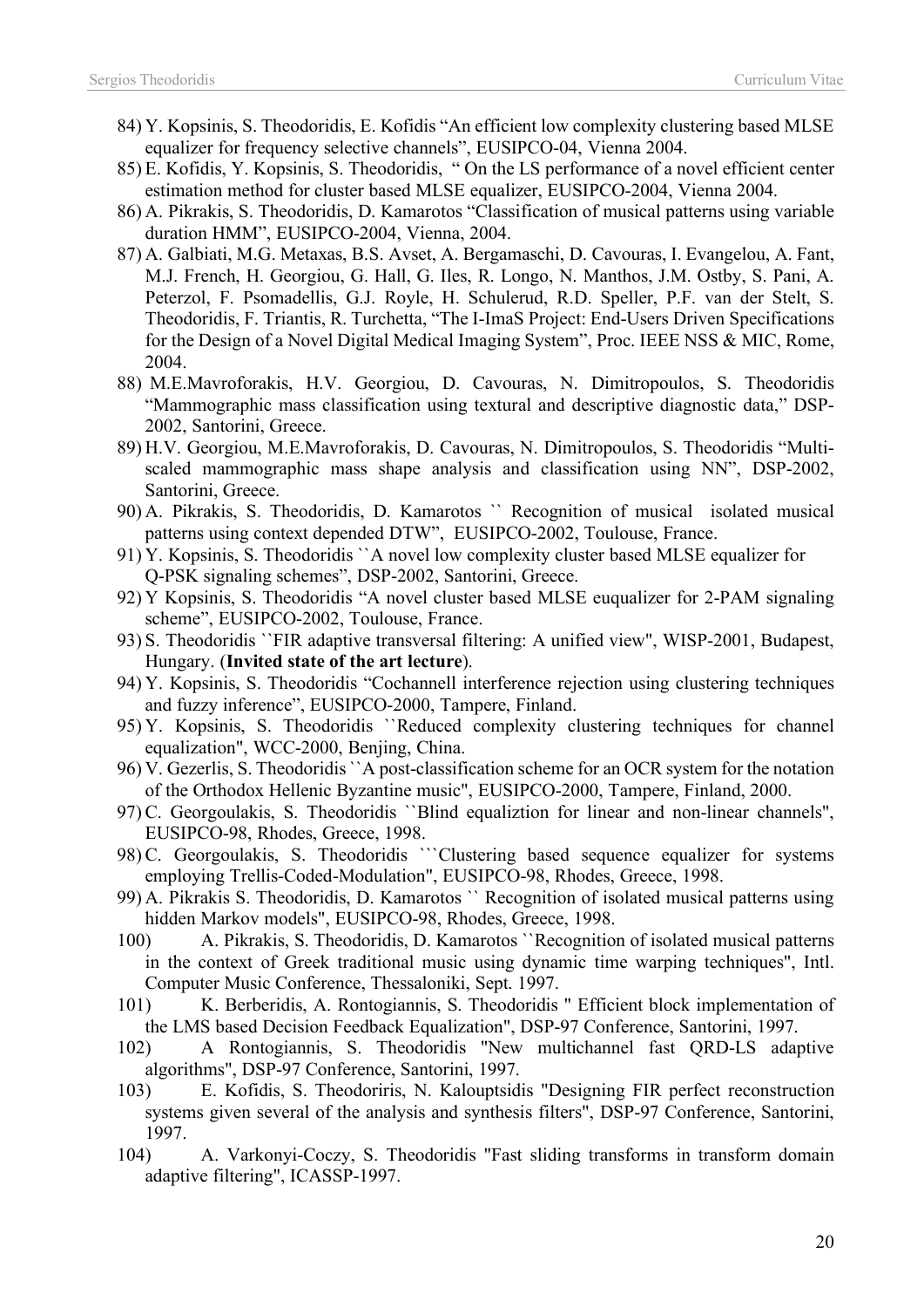84) Y. Kopsinis, S. Theodoridis, E. Kofidis "An efficient low complexity clustering based MLSE equalizer for frequency selective channels", EUSIPCO-04, Vienna 2004.
85) E. Kofidis, Y. Kopsinis, S. Theodoridis, " On the LS performance of a novel efficient center estimation method for cluster based MLSE equalizer, EUSIPCO-2004, Vienna 2004.
86) A. Pikrakis, S. Theodoridis, D. Kamarotos "Classification of musical patterns using variable duration HMM", EUSIPCO-2004, Vienna, 2004.
87) A. Galbiati, M.G. Metaxas, B.S. Avset, A. Bergamaschi, D. Cavouras, I. Evangelou, A. Fant, M.J. French, H. Georgiou, G. Hall, G. Iles, R. Longo, N. Manthos, J.M. Ostby, S. Pani, A. Peterzol, F. Psomadellis, G.J. Royle, H. Schulerud, R.D. Speller, P.F. van der Stelt, S. Theodoridis, F. Triantis, R. Turchetta, "The I-ImaS Project: End-Users Driven Specifications for the Design of a Novel Digital Medical Imaging System", Proc. IEEE NSS & MIC, Rome, 2004.
88) M.E.Mavroforakis, H.V. Georgiou, D. Cavouras, N. Dimitropoulos, S. Theodoridis "Mammographic mass classification using textural and descriptive diagnostic data," DSP-2002, Santorini, Greece.
89) H.V. Georgiou, M.E.Mavroforakis, D. Cavouras, N. Dimitropoulos, S. Theodoridis "Multi-scaled mammographic mass shape analysis and classification using NN", DSP-2002, Santorini, Greece.
90) A. Pikrakis, S. Theodoridis, D. Kamarotos `` Recognition of musical isolated musical patterns using context depended DTW", EUSIPCO-2002, Toulouse, France.
91) Y. Kopsinis, S. Theodoridis ``A novel low complexity cluster based MLSE equalizer for Q-PSK signaling schemes", DSP-2002, Santorini, Greece.
92) Y Kopsinis, S. Theodoridis "A novel cluster based MLSE euqualizer for 2-PAM signaling scheme", EUSIPCO-2002, Toulouse, France.
93) S. Theodoridis ``FIR adaptive transversal filtering: A unified view", WISP-2001, Budapest, Hungary. (**Invited state of the art lecture**).
94) Y. Kopsinis, S. Theodoridis "Cochannell interference rejection using clustering techniques and fuzzy inference", EUSIPCO-2000, Tampere, Finland.
95) Y. Kopsinis, S. Theodoridis ``Reduced complexity clustering techniques for channel equalization", WCC-2000, Benjing, China.
96) V. Gezerlis, S. Theodoridis ``A post-classification scheme for an OCR system for the notation of the Orthodox Hellenic Byzantine music", EUSIPCO-2000, Tampere, Finland, 2000.
97) C. Georgoulakis, S. Theodoridis ``Blind equaliztion for linear and non-linear channels", EUSIPCO-98, Rhodes, Greece, 1998.
98) C. Georgoulakis, S. Theodoridis ```Clustering based sequence equalizer for systems employing Trellis-Coded-Modulation", EUSIPCO-98, Rhodes, Greece, 1998.
99) A. Pikrakis S. Theodoridis, D. Kamarotos `` Recognition of isolated musical patterns using hidden Markov models", EUSIPCO-98, Rhodes, Greece, 1998.
100) A. Pikrakis, S. Theodoridis, D. Kamarotos ``Recognition of isolated musical patterns in the context of Greek traditional music using dynamic time warping techniques", Intl. Computer Music Conference, Thessaloniki, Sept. 1997.
101) K. Berberidis, A. Rontogiannis, S. Theodoridis " Efficient block implementation of the LMS based Decision Feedback Equalization", DSP-97 Conference, Santorini, 1997.
102) A Rontogiannis, S. Theodoridis "New multichannel fast QRD-LS adaptive algorithms", DSP-97 Conference, Santorini, 1997.
103) E. Kofidis, S. Theodoriris, N. Kalouptsidis "Designing FIR perfect reconstruction systems given several of the analysis and synthesis filters", DSP-97 Conference, Santorini, 1997.
104) A. Varkonyi-Coczy, S. Theodoridis "Fast sliding transforms in transform domain adaptive filtering", ICASSP-1997.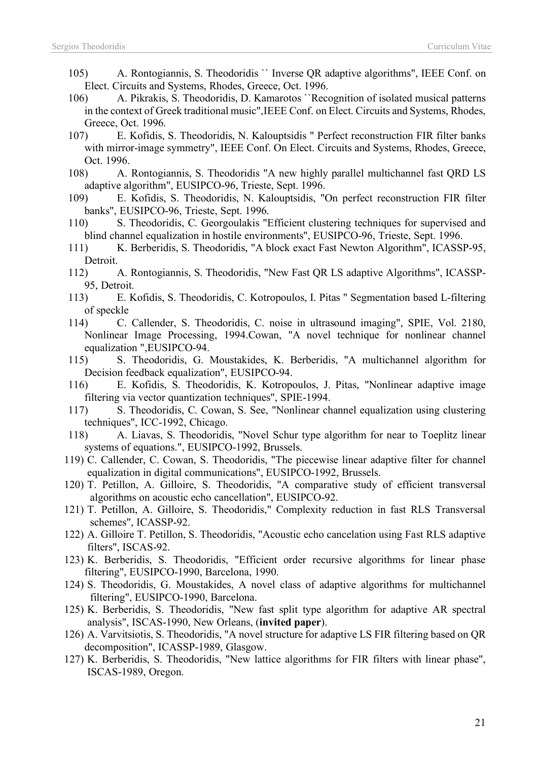105) A. Rontogiannis, S. Theodoridis `` Inverse QR adaptive algorithms", IEEE Conf. on Elect. Circuits and Systems, Rhodes, Greece, Oct. 1996.

106) A. Pikrakis, S. Theodoridis, D. Kamarotos ``Recognition of isolated musical patterns in the context of Greek traditional music",IEEE Conf. on Elect. Circuits and Systems, Rhodes, Greece, Oct. 1996.

107) E. Kofidis, S. Theodoridis, N. Kalouptsidis " Perfect reconstruction FIR filter banks with mirror-image symmetry", IEEE Conf. On Elect. Circuits and Systems, Rhodes, Greece, Oct. 1996.

108) A. Rontogiannis, S. Theodoridis "A new highly parallel multichannel fast QRD LS adaptive algorithm", EUSIPCO-96, Trieste, Sept. 1996.

109) E. Kofidis, S. Theodoridis, N. Kalouptsidis, "On perfect reconstruction FIR filter banks", EUSIPCO-96, Trieste, Sept. 1996.

110) S. Theodoridis, C. Georgoulakis "Efficient clustering techniques for supervised and blind channel equalization in hostile environments", EUSIPCO-96, Trieste, Sept. 1996.

111) K. Berberidis, S. Theodoridis, "A block exact Fast Newton Algorithm", ICASSP-95, Detroit.

112) A. Rontogiannis, S. Theodoridis, "New Fast QR LS adaptive Algorithms", ICASSP-95, Detroit.

113) E. Kofidis, S. Theodoridis, C. Kotropoulos, I. Pitas " Segmentation based L-filtering of speckle

114) C. Callender, S. Theodoridis, C. noise in ultrasound imaging", SPIE, Vol. 2180, Nonlinear Image Processing, 1994.Cowan, "A novel technique for nonlinear channel equalization ",EUSIPCO-94.

115) S. Theodoridis, G. Moustakides, K. Berberidis, "A multichannel algorithm for Decision feedback equalization", EUSIPCO-94.

116) E. Kofidis, S. Theodoridis, K. Kotropoulos, J. Pitas, "Nonlinear adaptive image filtering via vector quantization techniques", SPIE-1994.

117) S. Theodoridis, C. Cowan, S. See, "Nonlinear channel equalization using clustering techniques", ICC-1992, Chicago.

118) A. Liavas, S. Theodoridis, "Novel Schur type algorithm for near to Toeplitz linear systems of equations.", EUSIPCO-1992, Brussels.

119) C. Callender, C. Cowan, S. Theodoridis, "The piecewise linear adaptive filter for channel equalization in digital communications", EUSIPCO-1992, Brussels.

120) T. Petillon, A. Gilloire, S. Theodoridis, "A comparative study of efficient transversal algorithms on acoustic echo cancellation", EUSIPCO-92.

121) T. Petillon, A. Gilloire, S. Theodoridis," Complexity reduction in fast RLS Transversal schemes", ICASSP-92.

122) A. Gilloire T. Petillon, S. Theodoridis, "Acoustic echo cancelation using Fast RLS adaptive filters", ISCAS-92.

123) K. Berberidis, S. Theodoridis, "Efficient order recursive algorithms for linear phase filtering", EUSIPCO-1990, Barcelona, 1990.

124) S. Theodoridis, G. Moustakides, A novel class of adaptive algorithms for multichannel filtering", EUSIPCO-1990, Barcelona.

125) K. Berberidis, S. Theodoridis, "New fast split type algorithm for adaptive AR spectral analysis", ISCAS-1990, New Orleans, (**invited paper**).

126) A. Varvitsiotis, S. Theodoridis, "A novel structure for adaptive LS FIR filtering based on QR decomposition", ICASSP-1989, Glasgow.

127) K. Berberidis, S. Theodoridis, "New lattice algorithms for FIR filters with linear phase", ISCAS-1989, Oregon.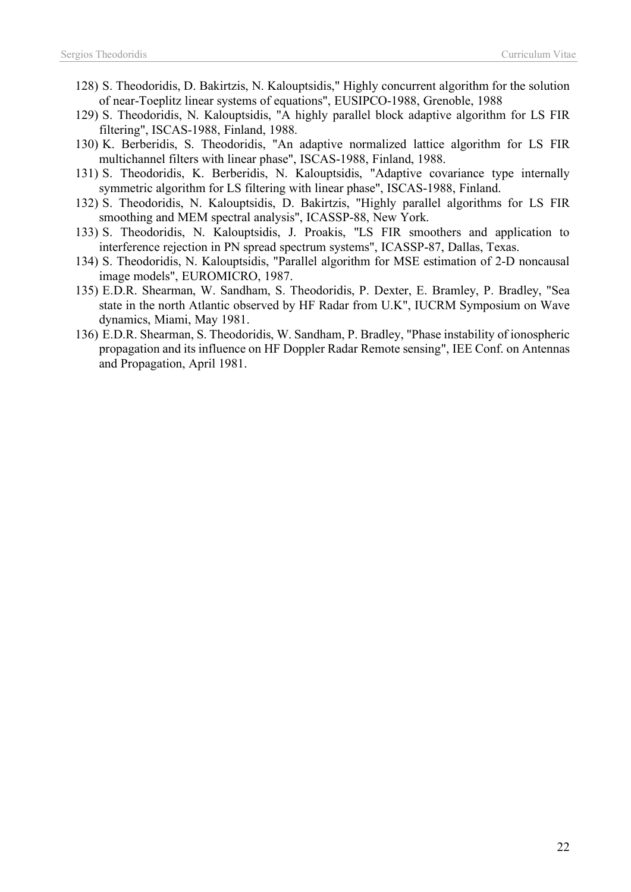128) S. Theodoridis, D. Bakirtzis, N. Kalouptsidis," Highly concurrent algorithm for the solution of near-Toeplitz linear systems of equations", EUSIPCO-1988, Grenoble, 1988

129) S. Theodoridis, N. Kalouptsidis, "A highly parallel block adaptive algorithm for LS FIR filtering", ISCAS-1988, Finland, 1988.

130) K. Berberidis, S. Theodoridis, "An adaptive normalized lattice algorithm for LS FIR multichannel filters with linear phase", ISCAS-1988, Finland, 1988.

131) S. Theodoridis, K. Berberidis, N. Kalouptsidis, "Adaptive covariance type internally symmetric algorithm for LS filtering with linear phase", ISCAS-1988, Finland.

132) S. Theodoridis, N. Kalouptsidis, D. Bakirtzis, "Highly parallel algorithms for LS FIR smoothing and MEM spectral analysis", ICASSP-88, New York.

133) S. Theodoridis, N. Kalouptsidis, J. Proakis, "LS FIR smoothers and application to interference rejection in PN spread spectrum systems", ICASSP-87, Dallas, Texas.

134) S. Theodoridis, N. Kalouptsidis, "Parallel algorithm for MSE estimation of 2-D noncausal image models", EUROMICRO, 1987.

135) E.D.R. Shearman, W. Sandham, S. Theodoridis, P. Dexter, E. Bramley, P. Bradley, "Sea state in the north Atlantic observed by HF Radar from U.K", IUCRM Symposium on Wave dynamics, Miami, May 1981.

136) E.D.R. Shearman, S. Theodoridis, W. Sandham, P. Bradley, "Phase instability of ionospheric propagation and its influence on HF Doppler Radar Remote sensing", IEE Conf. on Antennas and Propagation, April 1981.